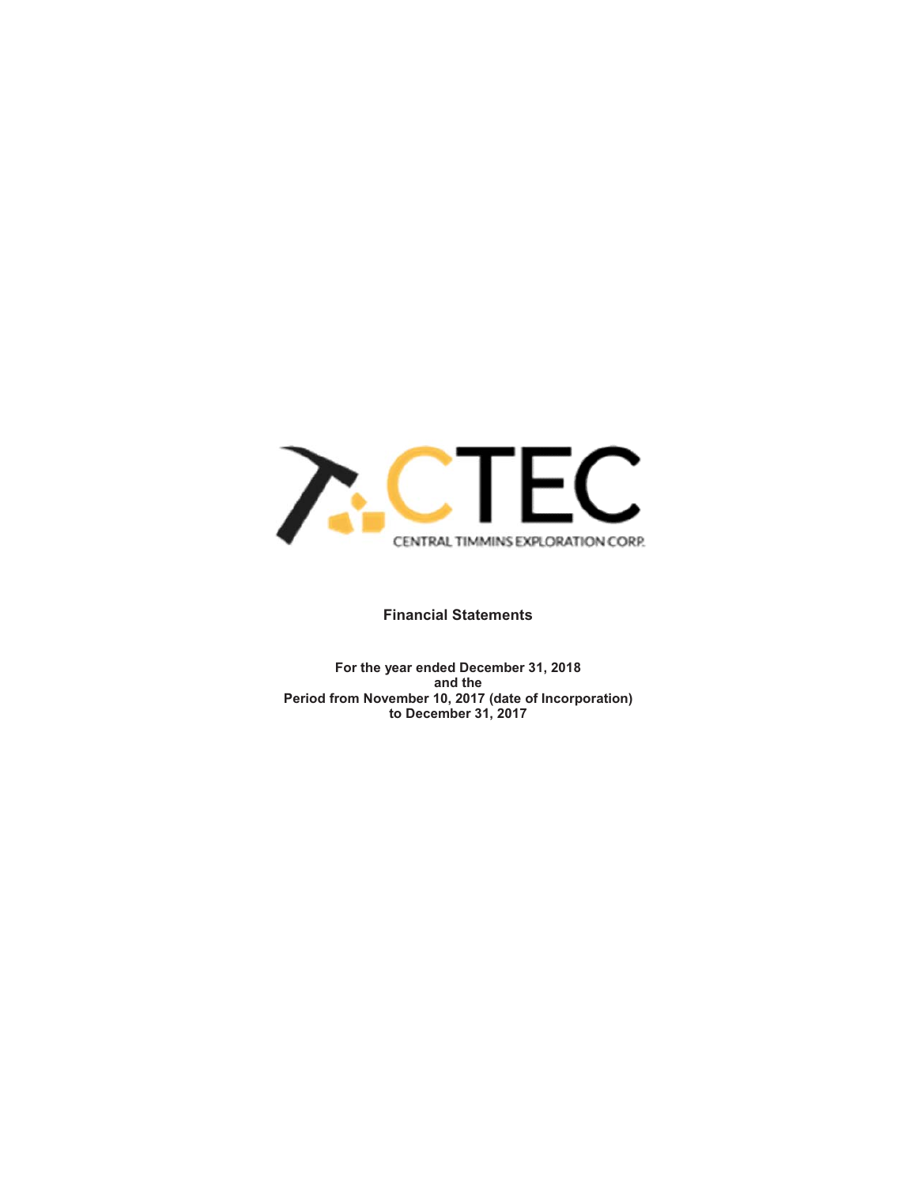CTEC

CENTRAL TIMMINS EXPLORATION CORP.

**Financial Statements**

**For the year ended December 31, 2018**
**and the**
**Period from November 10, 2017 (date of Incorporation)**
**to December 31, 2017**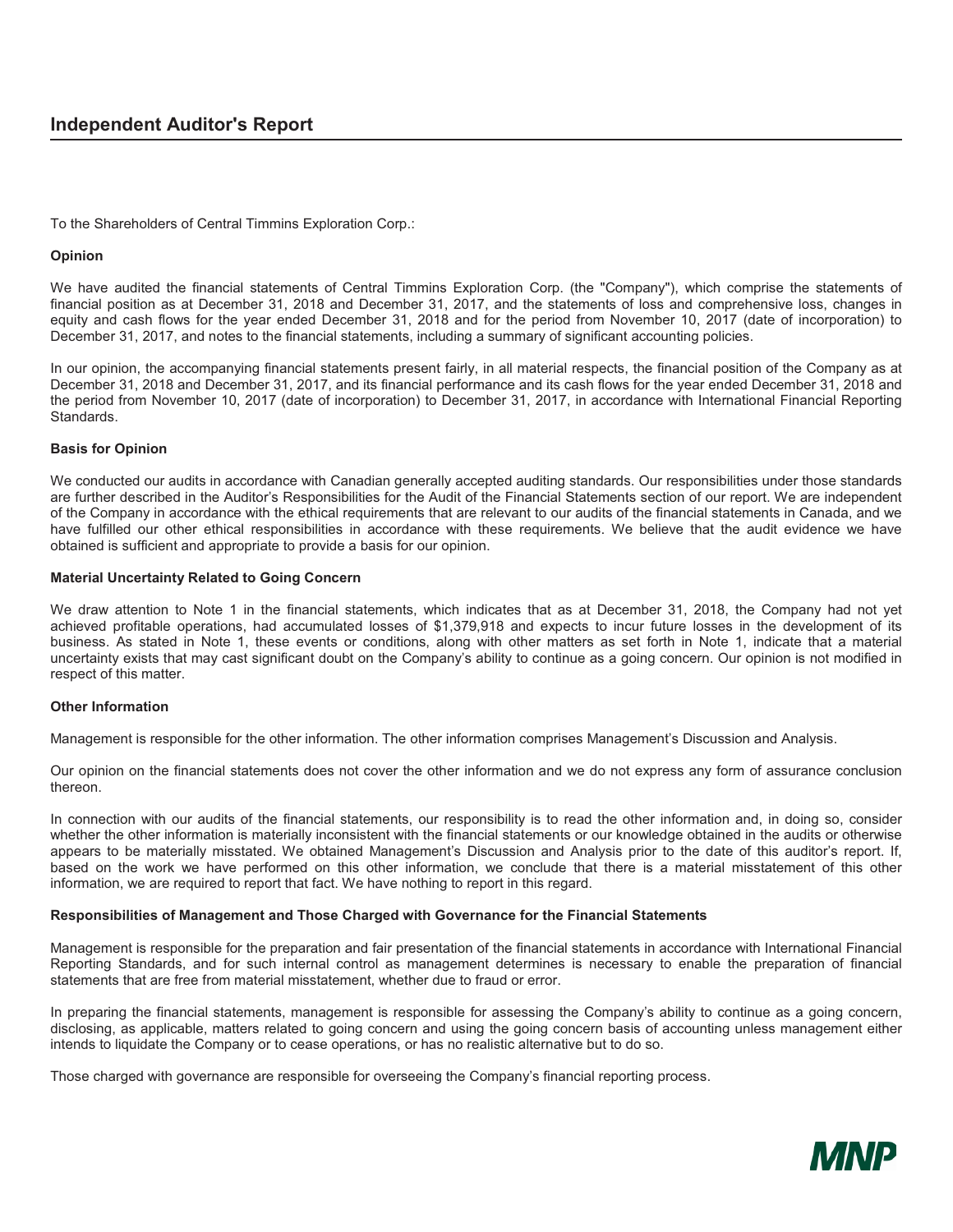## Independent Auditor's Report

To the Shareholders of Central Timmins Exploration Corp.:

**Opinion**

We have audited the financial statements of Central Timmins Exploration Corp. (the "Company"), which comprise the statements of financial position as at December 31, 2018 and December 31, 2017, and the statements of loss and comprehensive loss, changes in equity and cash flows for the year ended December 31, 2018 and for the period from November 10, 2017 (date of incorporation) to December 31, 2017, and notes to the financial statements, including a summary of significant accounting policies.

In our opinion, the accompanying financial statements present fairly, in all material respects, the financial position of the Company as at December 31, 2018 and December 31, 2017, and its financial performance and its cash flows for the year ended December 31, 2018 and the period from November 10, 2017 (date of incorporation) to December 31, 2017, in accordance with International Financial Reporting Standards.

**Basis for Opinion**

We conducted our audits in accordance with Canadian generally accepted auditing standards. Our responsibilities under those standards are further described in the Auditor's Responsibilities for the Audit of the Financial Statements section of our report. We are independent of the Company in accordance with the ethical requirements that are relevant to our audits of the financial statements in Canada, and we have fulfilled our other ethical responsibilities in accordance with these requirements. We believe that the audit evidence we have obtained is sufficient and appropriate to provide a basis for our opinion.

**Material Uncertainty Related to Going Concern**

We draw attention to Note 1 in the financial statements, which indicates that as at December 31, 2018, the Company had not yet achieved profitable operations, had accumulated losses of $1,379,918 and expects to incur future losses in the development of its business. As stated in Note 1, these events or conditions, along with other matters as set forth in Note 1, indicate that a material uncertainty exists that may cast significant doubt on the Company's ability to continue as a going concern. Our opinion is not modified in respect of this matter.

**Other Information**

Management is responsible for the other information. The other information comprises Management's Discussion and Analysis.

Our opinion on the financial statements does not cover the other information and we do not express any form of assurance conclusion thereon.

In connection with our audits of the financial statements, our responsibility is to read the other information and, in doing so, consider whether the other information is materially inconsistent with the financial statements or our knowledge obtained in the audits or otherwise appears to be materially misstated. We obtained Management's Discussion and Analysis prior to the date of this auditor's report. If, based on the work we have performed on this other information, we conclude that there is a material misstatement of this other information, we are required to report that fact. We have nothing to report in this regard.

**Responsibilities of Management and Those Charged with Governance for the Financial Statements**

Management is responsible for the preparation and fair presentation of the financial statements in accordance with International Financial Reporting Standards, and for such internal control as management determines is necessary to enable the preparation of financial statements that are free from material misstatement, whether due to fraud or error.

In preparing the financial statements, management is responsible for assessing the Company's ability to continue as a going concern, disclosing, as applicable, matters related to going concern and using the going concern basis of accounting unless management either intends to liquidate the Company or to cease operations, or has no realistic alternative but to do so.

Those charged with governance are responsible for overseeing the Company's financial reporting process.

MNP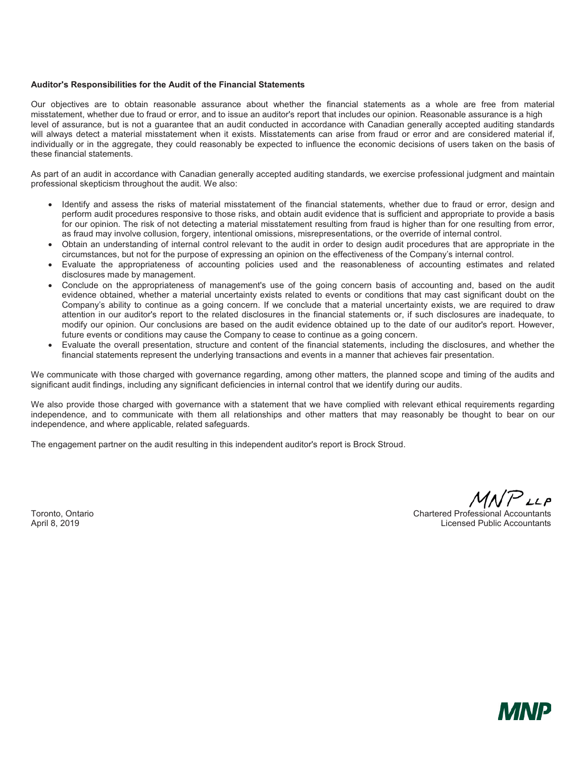**Auditor's Responsibilities for the Audit of the Financial Statements**

Our objectives are to obtain reasonable assurance about whether the financial statements as a whole are free from material misstatement, whether due to fraud or error, and to issue an auditor's report that includes our opinion. Reasonable assurance is a high level of assurance, but is not a guarantee that an audit conducted in accordance with Canadian generally accepted auditing standards will always detect a material misstatement when it exists. Misstatements can arise from fraud or error and are considered material if, individually or in the aggregate, they could reasonably be expected to influence the economic decisions of users taken on the basis of these financial statements.

As part of an audit in accordance with Canadian generally accepted auditing standards, we exercise professional judgment and maintain professional skepticism throughout the audit. We also:

- Identify and assess the risks of material misstatement of the financial statements, whether due to fraud or error, design and perform audit procedures responsive to those risks, and obtain audit evidence that is sufficient and appropriate to provide a basis for our opinion. The risk of not detecting a material misstatement resulting from fraud is higher than for one resulting from error, as fraud may involve collusion, forgery, intentional omissions, misrepresentations, or the override of internal control.
- Obtain an understanding of internal control relevant to the audit in order to design audit procedures that are appropriate in the circumstances, but not for the purpose of expressing an opinion on the effectiveness of the Company's internal control.
- Evaluate the appropriateness of accounting policies used and the reasonableness of accounting estimates and related disclosures made by management.
- Conclude on the appropriateness of management's use of the going concern basis of accounting and, based on the audit evidence obtained, whether a material uncertainty exists related to events or conditions that may cast significant doubt on the Company's ability to continue as a going concern. If we conclude that a material uncertainty exists, we are required to draw attention in our auditor's report to the related disclosures in the financial statements or, if such disclosures are inadequate, to modify our opinion. Our conclusions are based on the audit evidence obtained up to the date of our auditor's report. However, future events or conditions may cause the Company to cease to continue as a going concern.
- Evaluate the overall presentation, structure and content of the financial statements, including the disclosures, and whether the financial statements represent the underlying transactions and events in a manner that achieves fair presentation.

We communicate with those charged with governance regarding, among other matters, the planned scope and timing of the audits and significant audit findings, including any significant deficiencies in internal control that we identify during our audits.

We also provide those charged with governance with a statement that we have complied with relevant ethical requirements regarding independence, and to communicate with them all relationships and other matters that may reasonably be thought to bear on our independence, and where applicable, related safeguards.

The engagement partner on the audit resulting in this independent auditor's report is Brock Stroud.

MNP LLP

Toronto, Ontario
April 8, 2019

Chartered Professional Accountants
Licensed Public Accountants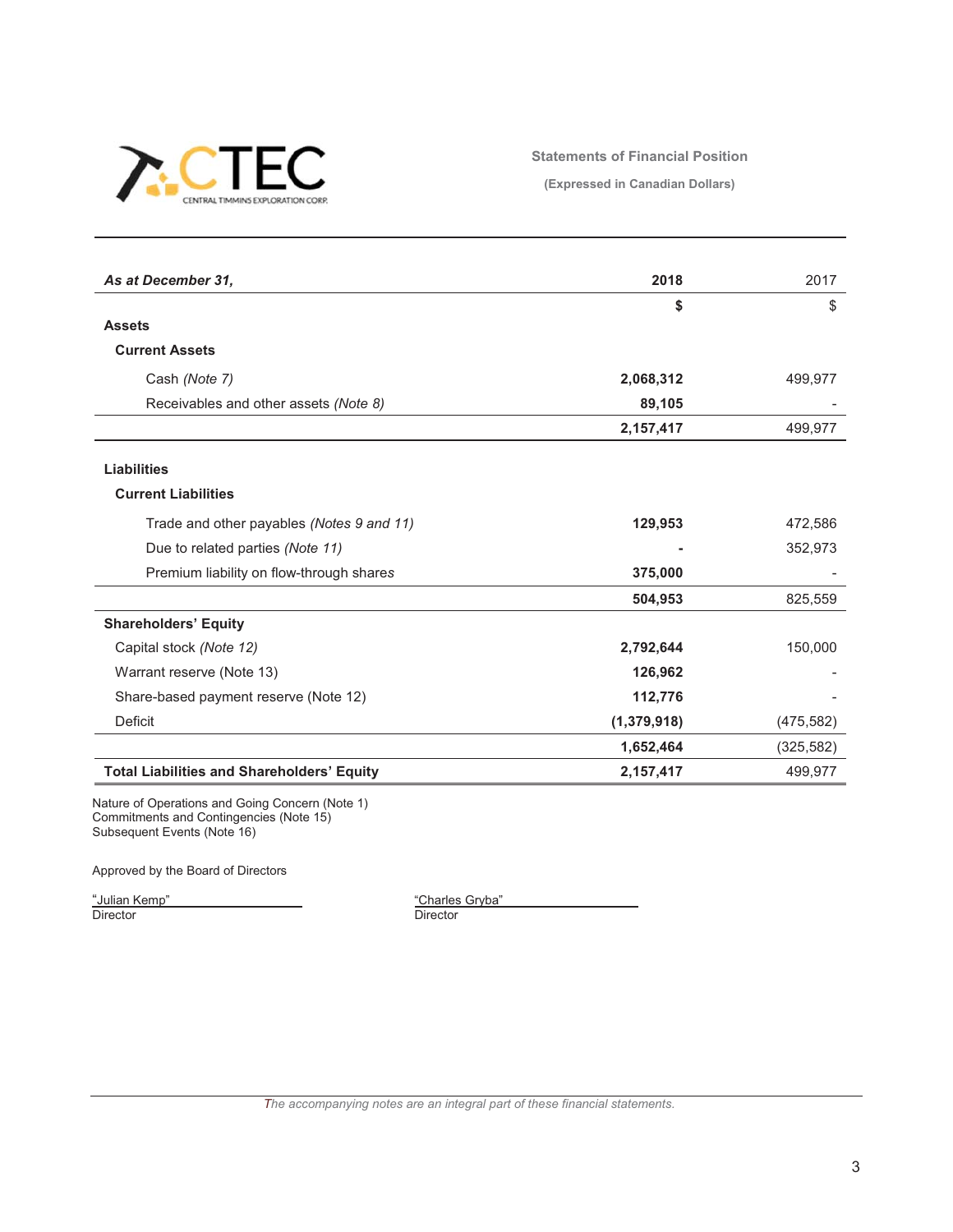CTEC
CENTRAL TIMMINS EXPLORATION CORP.

## Statements of Financial Position

(Expressed in Canadian Dollars)

| *As at December 31,* | 2018 | 2017 |
|---|---|---|
| | **$** | $ |
| **Assets** | | |
| **Current Assets** | | |
| Cash *(Note 7)* | **2,068,312** | 499,977 |
| Receivables and other assets *(Note 8)* | **89,105** | - |
| | **2,157,417** | 499,977 |
| **Liabilities** | | |
| **Current Liabilities** | | |
| Trade and other payables *(Notes 9 and 11)* | **129,953** | 472,586 |
| Due to related parties *(Note 11)* | **-** | 352,973 |
| Premium liability on flow-through shares | **375,000** | - |
| | **504,953** | 825,559 |
| **Shareholders' Equity** | | |
| Capital stock *(Note 12)* | **2,792,644** | 150,000 |
| Warrant reserve (Note 13) | **126,962** | - |
| Share-based payment reserve (Note 12) | **112,776** | - |
| Deficit | **(1,379,918)** | (475,582) |
| | **1,652,464** | (325,582) |
| **Total Liabilities and Shareholders' Equity** | **2,157,417** | 499,977 |

Nature of Operations and Going Concern (Note 1)
Commitments and Contingencies (Note 15)
Subsequent Events (Note 16)

Approved by the Board of Directors

"Julian Kemp"
Director

"Charles Gryba"
Director

*The accompanying notes are an integral part of these financial statements.*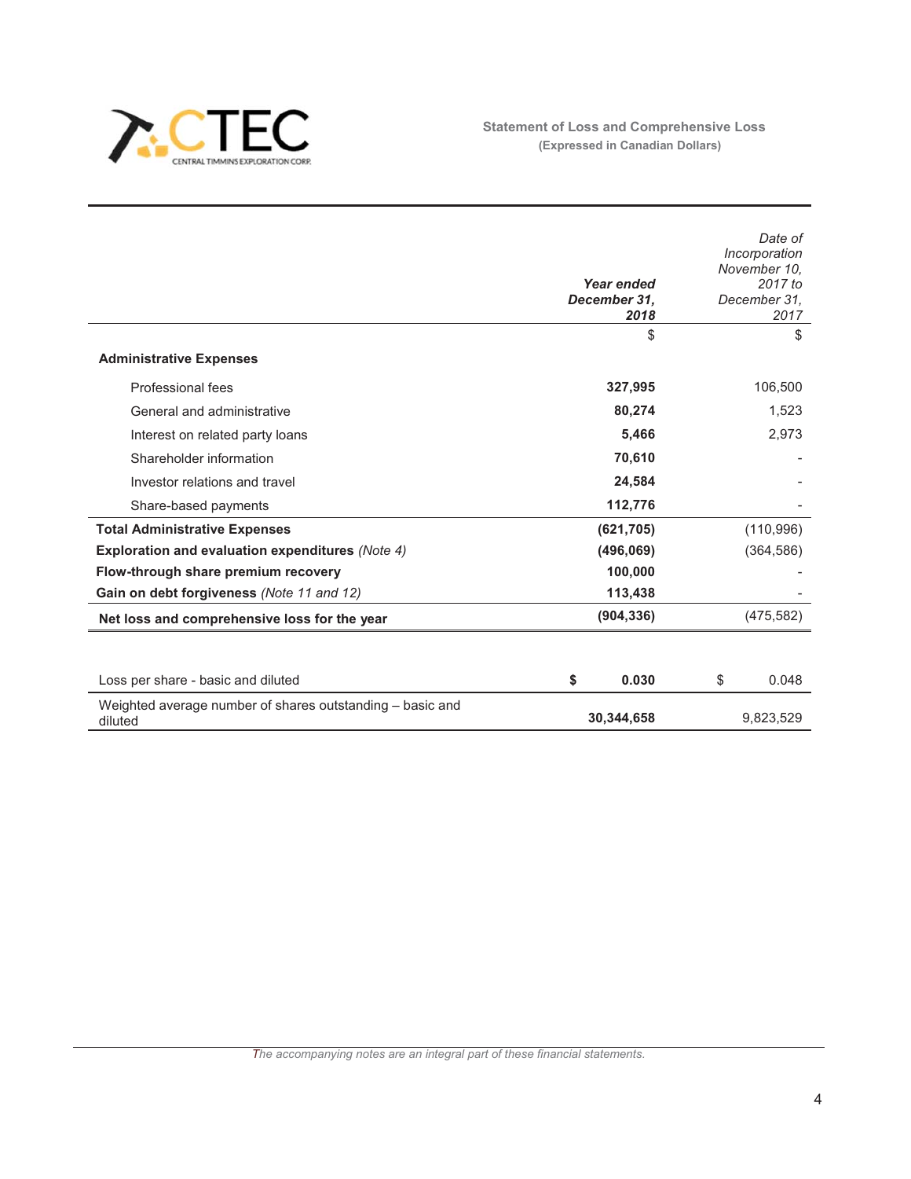CTEC
CENTRAL TIMMINS EXPLORATION CORP.

## Statement of Loss and Comprehensive Loss
(Expressed in Canadian Dollars)

| | *Year ended December 31, 2018* | *Date of Incorporation November 10, 2017 to December 31, 2017* |
|---|---|---|
| | $ | $ |
| **Administrative Expenses** | | |
| Professional fees | **327,995** | 106,500 |
| General and administrative | **80,274** | 1,523 |
| Interest on related party loans | **5,466** | 2,973 |
| Shareholder information | **70,610** | - |
| Investor relations and travel | **24,584** | - |
| Share-based payments | **112,776** | - |
| **Total Administrative Expenses** | **(621,705)** | (110,996) |
| **Exploration and evaluation expenditures** *(Note 4)* | **(496,069)** | (364,586) |
| **Flow-through share premium recovery** | **100,000** | - |
| **Gain on debt forgiveness** *(Note 11 and 12)* | **113,438** | - |
| **Net loss and comprehensive loss for the year** | **(904,336)** | (475,582) |
| | | |
| Loss per share - basic and diluted | **$ 0.030** | $ 0.048 |
| Weighted average number of shares outstanding – basic and diluted | **30,344,658** | 9,823,529 |

*The accompanying notes are an integral part of these financial statements.*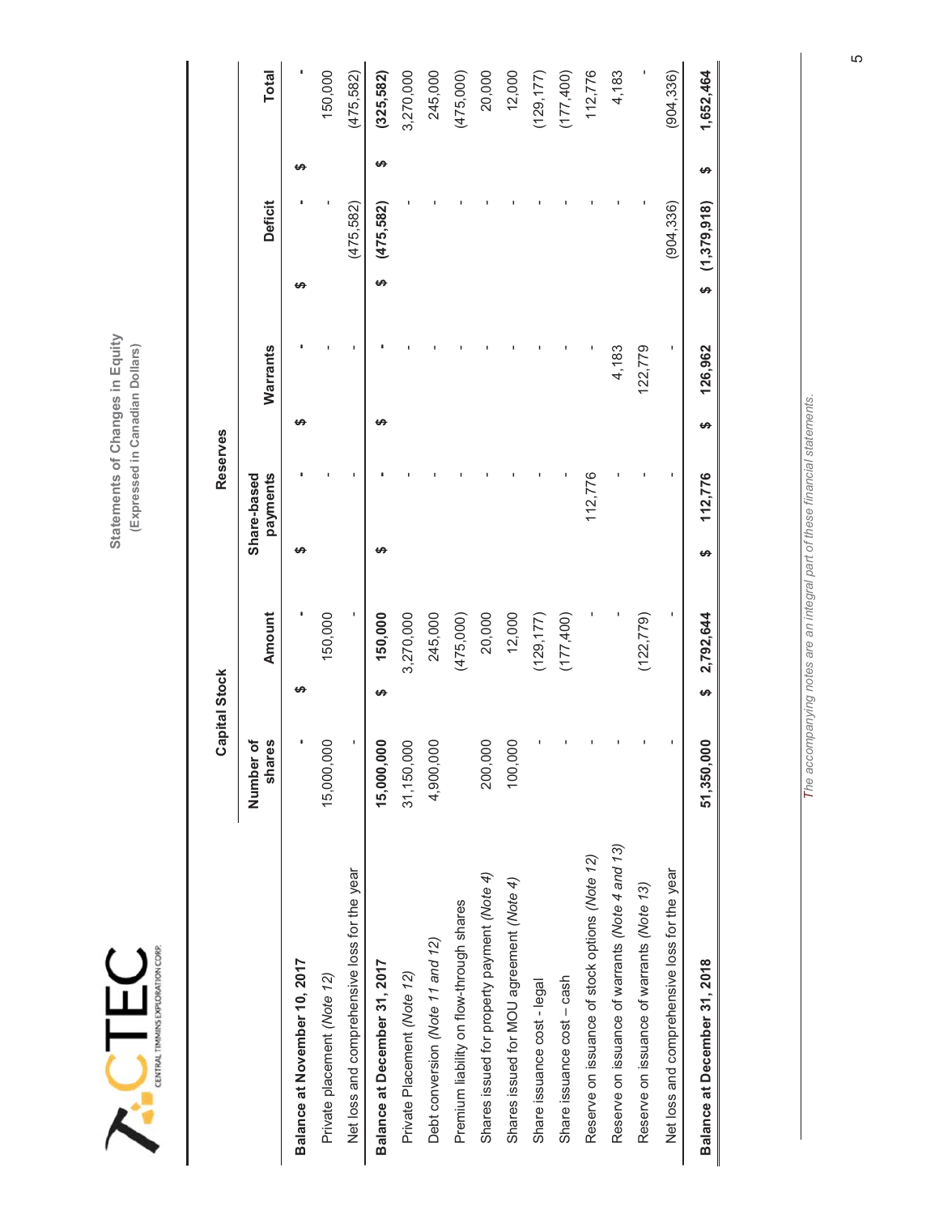# Statements of Changes in Equity
**(Expressed in Canadian Dollars)**

| | Capital Stock | | Reserves | | | |
|---|---|---|---|---|---|---|
| | Number of shares | Amount | Share-based payments | Warrants | Deficit | Total |
| **Balance at November 10, 2017** | - | $ - | $ - | $ - | $ - | $ - |
| Private placement (*Note 12*) | 15,000,000 | 150,000 | - | - | - | 150,000 |
| Net loss and comprehensive loss for the year | - | - | - | - | (475,582) | (475,582) |
| **Balance at December 31, 2017** | **15,000,000** | **$ 150,000** | **$ -** | **$ -** | **$ (475,582)** | **$ (325,582)** |
| Private Placement (*Note 12*) | 31,150,000 | 3,270,000 | - | - | - | 3,270,000 |
| Debt conversion (*Note 11 and 12*) | 4,900,000 | 245,000 | - | - | - | 245,000 |
| Premium liability on flow-through shares | | (475,000) | - | - | - | (475,000) |
| Shares issued for property payment (*Note 4*) | 200,000 | 20,000 | - | - | - | 20,000 |
| Shares issued for MOU agreement (*Note 4*) | 100,000 | 12,000 | - | - | - | 12,000 |
| Share issuance cost - legal | - | (129,177) | - | - | - | (129,177) |
| Share issuance cost – cash | - | (177,400) | - | - | - | (177,400) |
| Reserve on issuance of stock options (*Note 12*) | - | - | 112,776 | - | - | 112,776 |
| Reserve on issuance of warrants (*Note 4 and 13*) | - | - | - | 4,183 | - | 4,183 |
| Reserve on issuance of warrants (*Note 13*) | - | (122,779) | - | 122,779 | - | - |
| Net loss and comprehensive loss for the year | - | - | - | - | (904,336) | (904,336) |
| **Balance at December 31, 2018** | **51,350,000** | **$ 2,792,644** | **$ 112,776** | **$ 126,962** | **$ (1,379,918)** | **$ 1,652,464** |

*The accompanying notes are an integral part of these financial statements.*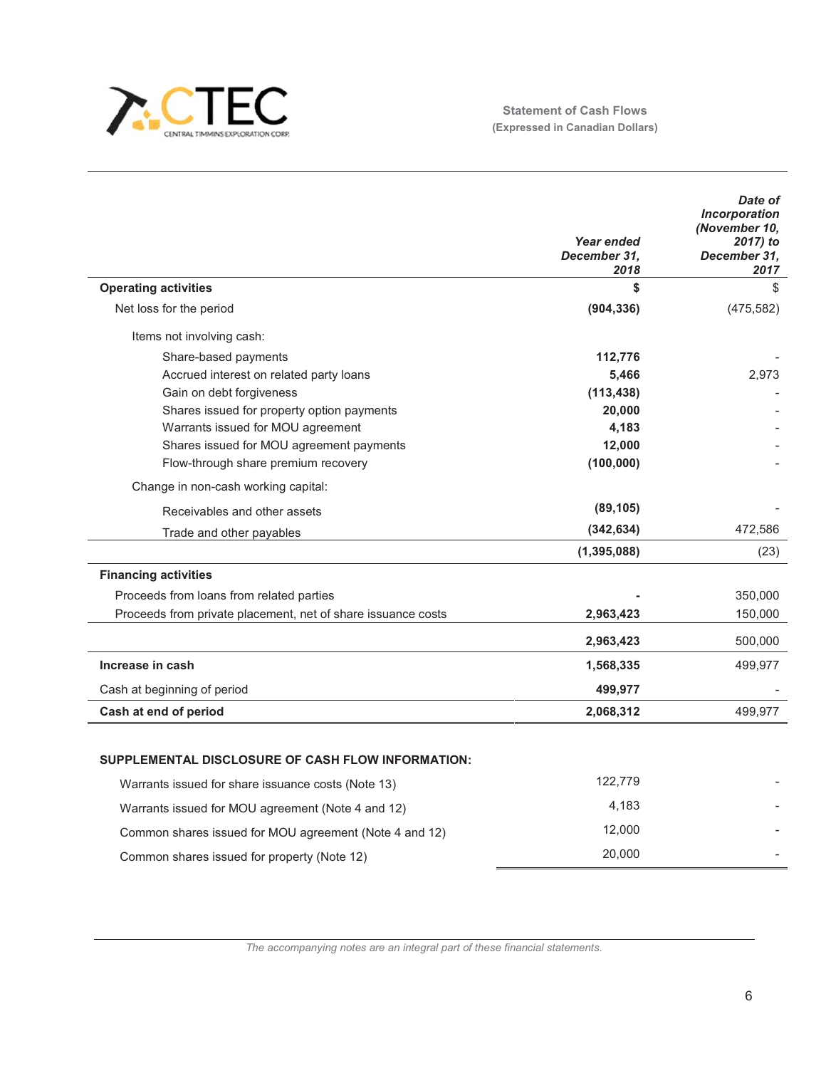CTEC
CENTRAL TIMMINS EXPLORATION CORP.

**Statement of Cash Flows**
**(Expressed in Canadian Dollars)**

| | *Year ended December 31, 2018* | *Date of Incorporation (November 10, 2017) to December 31, 2017* |
|---|---|---|
| **Operating activities** | **$** | $ |
| Net loss for the period | **(904,336)** | (475,582) |
| Items not involving cash: | | |
| Share-based payments | **112,776** | - |
| Accrued interest on related party loans | **5,466** | 2,973 |
| Gain on debt forgiveness | **(113,438)** | - |
| Shares issued for property option payments | **20,000** | - |
| Warrants issued for MOU agreement | **4,183** | - |
| Shares issued for MOU agreement payments | **12,000** | - |
| Flow-through share premium recovery | **(100,000)** | - |
| Change in non-cash working capital: | | |
| Receivables and other assets | **(89,105)** | - |
| Trade and other payables | **(342,634)** | 472,586 |
| | **(1,395,088)** | (23) |
| **Financing activities** | | |
| Proceeds from loans from related parties | **-** | 350,000 |
| Proceeds from private placement, net of share issuance costs | **2,963,423** | 150,000 |
| | **2,963,423** | 500,000 |
| **Increase in cash** | **1,568,335** | 499,977 |
| Cash at beginning of period | **499,977** | - |
| **Cash at end of period** | **2,068,312** | 499,977 |

**SUPPLEMENTAL DISCLOSURE OF CASH FLOW INFORMATION:**

| | | |
|---|---|---|
| Warrants issued for share issuance costs (Note 13) | 122,779 | - |
| Warrants issued for MOU agreement (Note 4 and 12) | 4,183 | - |
| Common shares issued for MOU agreement (Note 4 and 12) | 12,000 | - |
| Common shares issued for property (Note 12) | 20,000 | - |

*The accompanying notes are an integral part of these financial statements.*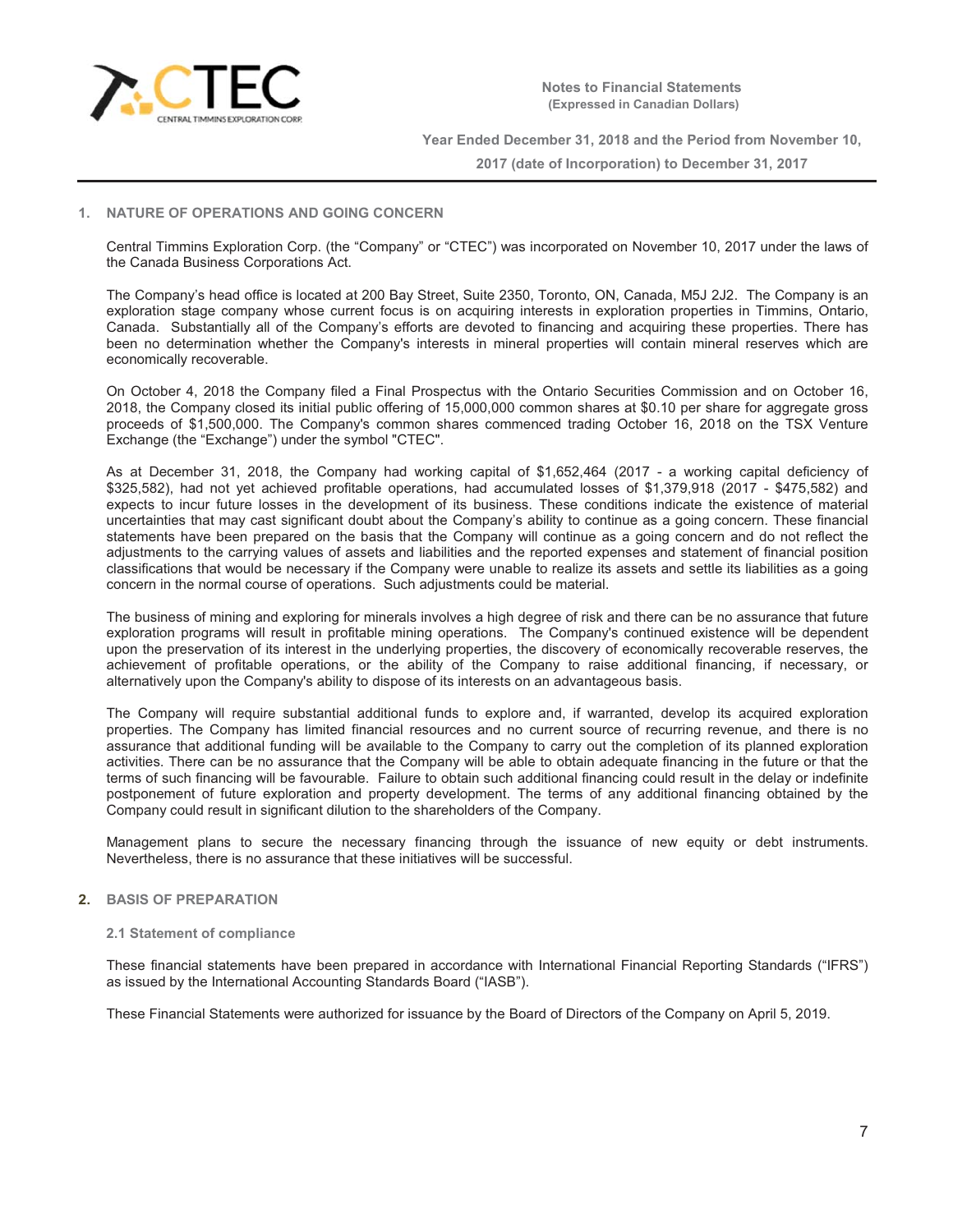## 1. NATURE OF OPERATIONS AND GOING CONCERN

Central Timmins Exploration Corp. (the "Company" or "CTEC") was incorporated on November 10, 2017 under the laws of the Canada Business Corporations Act.

The Company's head office is located at 200 Bay Street, Suite 2350, Toronto, ON, Canada, M5J 2J2. The Company is an exploration stage company whose current focus is on acquiring interests in exploration properties in Timmins, Ontario, Canada. Substantially all of the Company's efforts are devoted to financing and acquiring these properties. There has been no determination whether the Company's interests in mineral properties will contain mineral reserves which are economically recoverable.

On October 4, 2018 the Company filed a Final Prospectus with the Ontario Securities Commission and on October 16, 2018, the Company closed its initial public offering of 15,000,000 common shares at $0.10 per share for aggregate gross proceeds of $1,500,000. The Company's common shares commenced trading October 16, 2018 on the TSX Venture Exchange (the "Exchange") under the symbol "CTEC".

As at December 31, 2018, the Company had working capital of $1,652,464 (2017 - a working capital deficiency of $325,582), had not yet achieved profitable operations, had accumulated losses of $1,379,918 (2017 - $475,582) and expects to incur future losses in the development of its business. These conditions indicate the existence of material uncertainties that may cast significant doubt about the Company's ability to continue as a going concern. These financial statements have been prepared on the basis that the Company will continue as a going concern and do not reflect the adjustments to the carrying values of assets and liabilities and the reported expenses and statement of financial position classifications that would be necessary if the Company were unable to realize its assets and settle its liabilities as a going concern in the normal course of operations. Such adjustments could be material.

The business of mining and exploring for minerals involves a high degree of risk and there can be no assurance that future exploration programs will result in profitable mining operations. The Company's continued existence will be dependent upon the preservation of its interest in the underlying properties, the discovery of economically recoverable reserves, the achievement of profitable operations, or the ability of the Company to raise additional financing, if necessary, or alternatively upon the Company's ability to dispose of its interests on an advantageous basis.

The Company will require substantial additional funds to explore and, if warranted, develop its acquired exploration properties. The Company has limited financial resources and no current source of recurring revenue, and there is no assurance that additional funding will be available to the Company to carry out the completion of its planned exploration activities. There can be no assurance that the Company will be able to obtain adequate financing in the future or that the terms of such financing will be favourable. Failure to obtain such additional financing could result in the delay or indefinite postponement of future exploration and property development. The terms of any additional financing obtained by the Company could result in significant dilution to the shareholders of the Company.

Management plans to secure the necessary financing through the issuance of new equity or debt instruments. Nevertheless, there is no assurance that these initiatives will be successful.

## 2. BASIS OF PREPARATION

### 2.1 Statement of compliance

These financial statements have been prepared in accordance with International Financial Reporting Standards ("IFRS") as issued by the International Accounting Standards Board ("IASB").

These Financial Statements were authorized for issuance by the Board of Directors of the Company on April 5, 2019.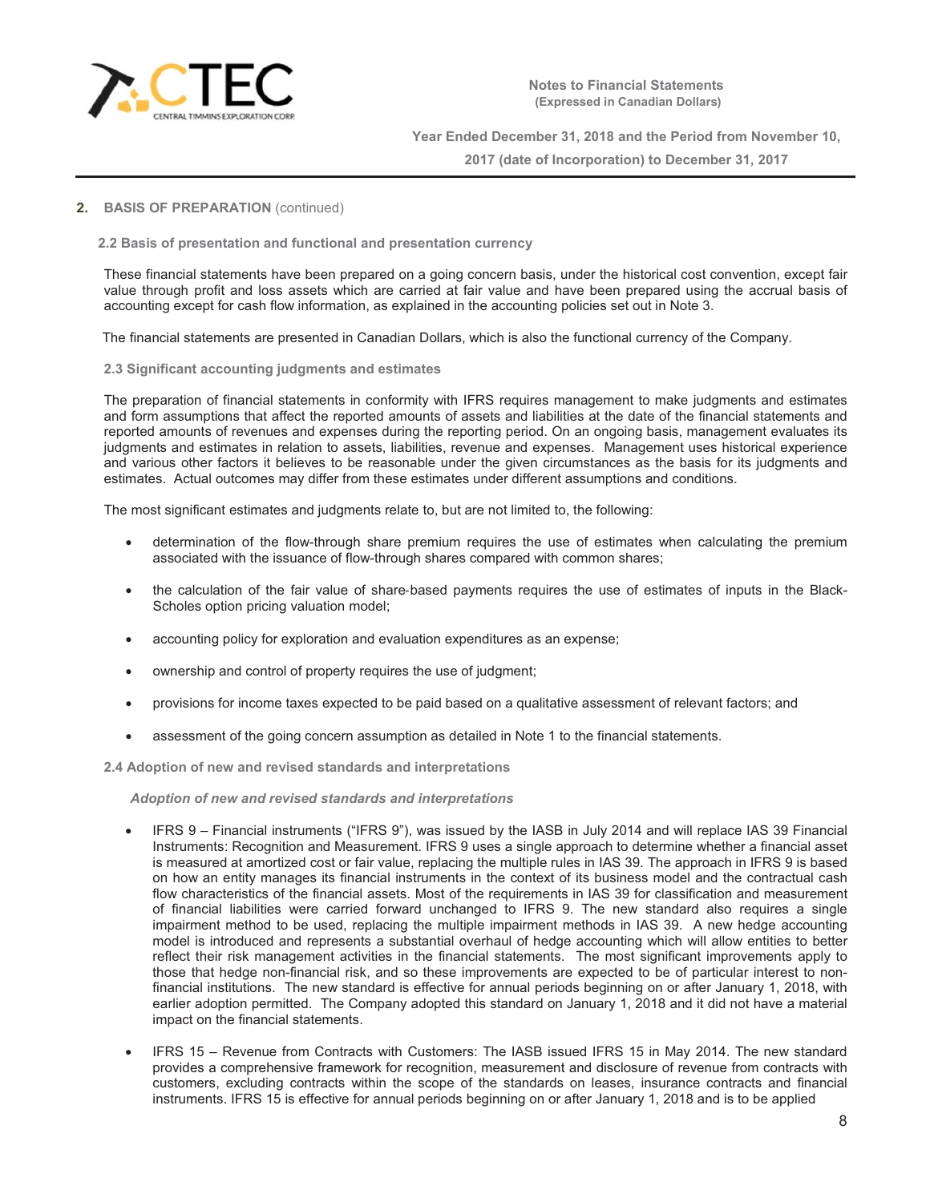## 2. BASIS OF PREPARATION (continued)

### 2.2 Basis of presentation and functional and presentation currency

These financial statements have been prepared on a going concern basis, under the historical cost convention, except fair value through profit and loss assets which are carried at fair value and have been prepared using the accrual basis of accounting except for cash flow information, as explained in the accounting policies set out in Note 3.

The financial statements are presented in Canadian Dollars, which is also the functional currency of the Company.

### 2.3 Significant accounting judgments and estimates

The preparation of financial statements in conformity with IFRS requires management to make judgments and estimates and form assumptions that affect the reported amounts of assets and liabilities at the date of the financial statements and reported amounts of revenues and expenses during the reporting period. On an ongoing basis, management evaluates its judgments and estimates in relation to assets, liabilities, revenue and expenses. Management uses historical experience and various other factors it believes to be reasonable under the given circumstances as the basis for its judgments and estimates. Actual outcomes may differ from these estimates under different assumptions and conditions.

The most significant estimates and judgments relate to, but are not limited to, the following:

- determination of the flow-through share premium requires the use of estimates when calculating the premium associated with the issuance of flow-through shares compared with common shares;
- the calculation of the fair value of share-based payments requires the use of estimates of inputs in the Black-Scholes option pricing valuation model;
- accounting policy for exploration and evaluation expenditures as an expense;
- ownership and control of property requires the use of judgment;
- provisions for income taxes expected to be paid based on a qualitative assessment of relevant factors; and
- assessment of the going concern assumption as detailed in Note 1 to the financial statements.

### 2.4 Adoption of new and revised standards and interpretations

*Adoption of new and revised standards and interpretations*

- IFRS 9 – Financial instruments ("IFRS 9"), was issued by the IASB in July 2014 and will replace IAS 39 Financial Instruments: Recognition and Measurement. IFRS 9 uses a single approach to determine whether a financial asset is measured at amortized cost or fair value, replacing the multiple rules in IAS 39. The approach in IFRS 9 is based on how an entity manages its financial instruments in the context of its business model and the contractual cash flow characteristics of the financial assets. Most of the requirements in IAS 39 for classification and measurement of financial liabilities were carried forward unchanged to IFRS 9. The new standard also requires a single impairment method to be used, replacing the multiple impairment methods in IAS 39. A new hedge accounting model is introduced and represents a substantial overhaul of hedge accounting which will allow entities to better reflect their risk management activities in the financial statements. The most significant improvements apply to those that hedge non-financial risk, and so these improvements are expected to be of particular interest to non-financial institutions. The new standard is effective for annual periods beginning on or after January 1, 2018, with earlier adoption permitted. The Company adopted this standard on January 1, 2018 and it did not have a material impact on the financial statements.
- IFRS 15 – Revenue from Contracts with Customers: The IASB issued IFRS 15 in May 2014. The new standard provides a comprehensive framework for recognition, measurement and disclosure of revenue from contracts with customers, excluding contracts within the scope of the standards on leases, insurance contracts and financial instruments. IFRS 15 is effective for annual periods beginning on or after January 1, 2018 and is to be applied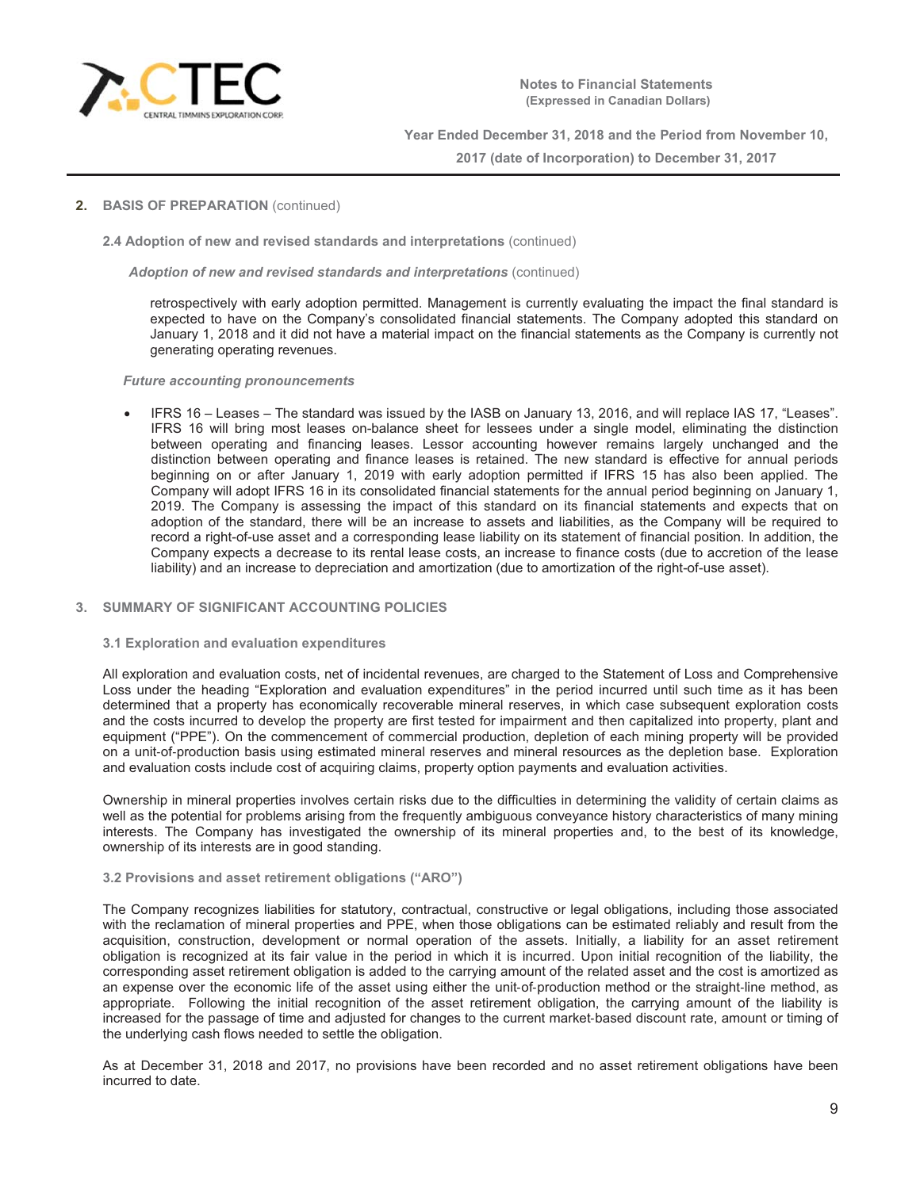## 2. BASIS OF PREPARATION (continued)

### 2.4 Adoption of new and revised standards and interpretations (continued)

***Adoption of new and revised standards and interpretations*** (continued)

retrospectively with early adoption permitted. Management is currently evaluating the impact the final standard is expected to have on the Company's consolidated financial statements. The Company adopted this standard on January 1, 2018 and it did not have a material impact on the financial statements as the Company is currently not generating operating revenues.

***Future accounting pronouncements***

- IFRS 16 – Leases – The standard was issued by the IASB on January 13, 2016, and will replace IAS 17, "Leases". IFRS 16 will bring most leases on-balance sheet for lessees under a single model, eliminating the distinction between operating and financing leases. Lessor accounting however remains largely unchanged and the distinction between operating and finance leases is retained. The new standard is effective for annual periods beginning on or after January 1, 2019 with early adoption permitted if IFRS 15 has also been applied. The Company will adopt IFRS 16 in its consolidated financial statements for the annual period beginning on January 1, 2019. The Company is assessing the impact of this standard on its financial statements and expects that on adoption of the standard, there will be an increase to assets and liabilities, as the Company will be required to record a right-of-use asset and a corresponding lease liability on its statement of financial position. In addition, the Company expects a decrease to its rental lease costs, an increase to finance costs (due to accretion of the lease liability) and an increase to depreciation and amortization (due to amortization of the right-of-use asset).

## 3. SUMMARY OF SIGNIFICANT ACCOUNTING POLICIES

### 3.1 Exploration and evaluation expenditures

All exploration and evaluation costs, net of incidental revenues, are charged to the Statement of Loss and Comprehensive Loss under the heading "Exploration and evaluation expenditures" in the period incurred until such time as it has been determined that a property has economically recoverable mineral reserves, in which case subsequent exploration costs and the costs incurred to develop the property are first tested for impairment and then capitalized into property, plant and equipment ("PPE"). On the commencement of commercial production, depletion of each mining property will be provided on a unit-of-production basis using estimated mineral reserves and mineral resources as the depletion base. Exploration and evaluation costs include cost of acquiring claims, property option payments and evaluation activities.

Ownership in mineral properties involves certain risks due to the difficulties in determining the validity of certain claims as well as the potential for problems arising from the frequently ambiguous conveyance history characteristics of many mining interests. The Company has investigated the ownership of its mineral properties and, to the best of its knowledge, ownership of its interests are in good standing.

### 3.2 Provisions and asset retirement obligations ("ARO")

The Company recognizes liabilities for statutory, contractual, constructive or legal obligations, including those associated with the reclamation of mineral properties and PPE, when those obligations can be estimated reliably and result from the acquisition, construction, development or normal operation of the assets. Initially, a liability for an asset retirement obligation is recognized at its fair value in the period in which it is incurred. Upon initial recognition of the liability, the corresponding asset retirement obligation is added to the carrying amount of the related asset and the cost is amortized as an expense over the economic life of the asset using either the unit-of-production method or the straight-line method, as appropriate. Following the initial recognition of the asset retirement obligation, the carrying amount of the liability is increased for the passage of time and adjusted for changes to the current market-based discount rate, amount or timing of the underlying cash flows needed to settle the obligation.

As at December 31, 2018 and 2017, no provisions have been recorded and no asset retirement obligations have been incurred to date.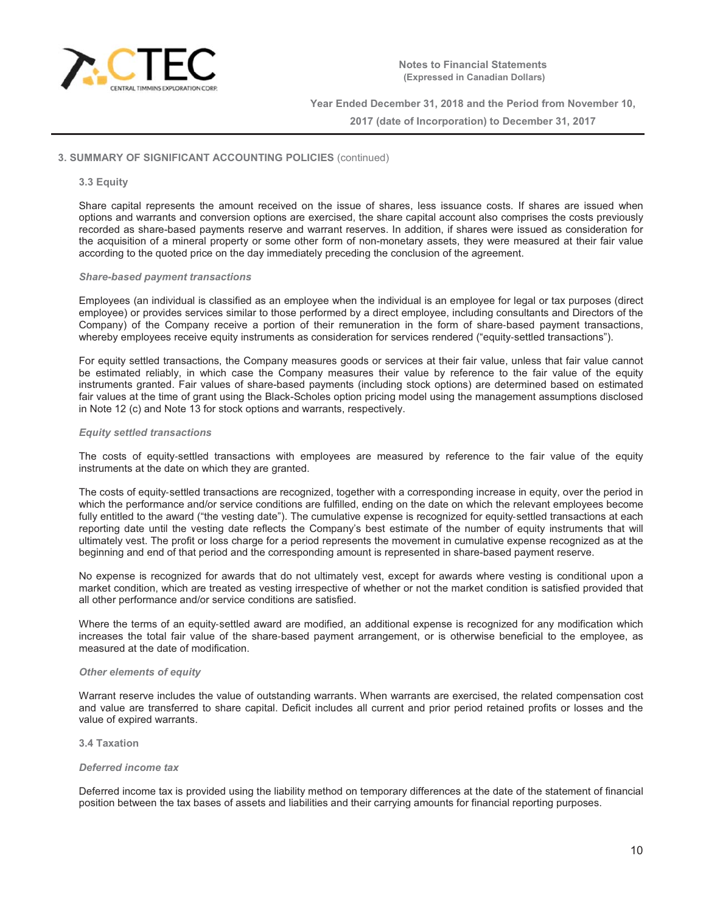### 3. SUMMARY OF SIGNIFICANT ACCOUNTING POLICIES (continued)

#### 3.3 Equity

Share capital represents the amount received on the issue of shares, less issuance costs. If shares are issued when options and warrants and conversion options are exercised, the share capital account also comprises the costs previously recorded as share-based payments reserve and warrant reserves. In addition, if shares were issued as consideration for the acquisition of a mineral property or some other form of non-monetary assets, they were measured at their fair value according to the quoted price on the day immediately preceding the conclusion of the agreement.

***Share-based payment transactions***

Employees (an individual is classified as an employee when the individual is an employee for legal or tax purposes (direct employee) or provides services similar to those performed by a direct employee, including consultants and Directors of the Company) of the Company receive a portion of their remuneration in the form of share-based payment transactions, whereby employees receive equity instruments as consideration for services rendered ("equity-settled transactions").

For equity settled transactions, the Company measures goods or services at their fair value, unless that fair value cannot be estimated reliably, in which case the Company measures their value by reference to the fair value of the equity instruments granted. Fair values of share-based payments (including stock options) are determined based on estimated fair values at the time of grant using the Black-Scholes option pricing model using the management assumptions disclosed in Note 12 (c) and Note 13 for stock options and warrants, respectively.

***Equity settled transactions***

The costs of equity-settled transactions with employees are measured by reference to the fair value of the equity instruments at the date on which they are granted.

The costs of equity-settled transactions are recognized, together with a corresponding increase in equity, over the period in which the performance and/or service conditions are fulfilled, ending on the date on which the relevant employees become fully entitled to the award ("the vesting date"). The cumulative expense is recognized for equity-settled transactions at each reporting date until the vesting date reflects the Company's best estimate of the number of equity instruments that will ultimately vest. The profit or loss charge for a period represents the movement in cumulative expense recognized as at the beginning and end of that period and the corresponding amount is represented in share-based payment reserve.

No expense is recognized for awards that do not ultimately vest, except for awards where vesting is conditional upon a market condition, which are treated as vesting irrespective of whether or not the market condition is satisfied provided that all other performance and/or service conditions are satisfied.

Where the terms of an equity-settled award are modified, an additional expense is recognized for any modification which increases the total fair value of the share-based payment arrangement, or is otherwise beneficial to the employee, as measured at the date of modification.

***Other elements of equity***

Warrant reserve includes the value of outstanding warrants. When warrants are exercised, the related compensation cost and value are transferred to share capital. Deficit includes all current and prior period retained profits or losses and the value of expired warrants.

#### 3.4 Taxation

***Deferred income tax***

Deferred income tax is provided using the liability method on temporary differences at the date of the statement of financial position between the tax bases of assets and liabilities and their carrying amounts for financial reporting purposes.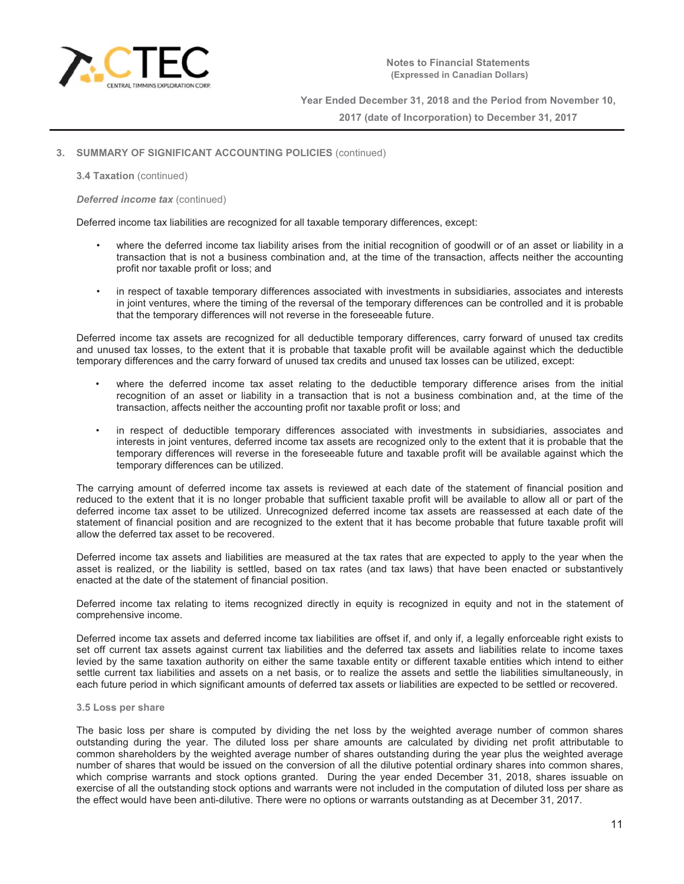## 3. SUMMARY OF SIGNIFICANT ACCOUNTING POLICIES (continued)

### 3.4 Taxation (continued)

***Deferred income tax*** (continued)

Deferred income tax liabilities are recognized for all taxable temporary differences, except:

- where the deferred income tax liability arises from the initial recognition of goodwill or of an asset or liability in a transaction that is not a business combination and, at the time of the transaction, affects neither the accounting profit nor taxable profit or loss; and
- in respect of taxable temporary differences associated with investments in subsidiaries, associates and interests in joint ventures, where the timing of the reversal of the temporary differences can be controlled and it is probable that the temporary differences will not reverse in the foreseeable future.

Deferred income tax assets are recognized for all deductible temporary differences, carry forward of unused tax credits and unused tax losses, to the extent that it is probable that taxable profit will be available against which the deductible temporary differences and the carry forward of unused tax credits and unused tax losses can be utilized, except:

- where the deferred income tax asset relating to the deductible temporary difference arises from the initial recognition of an asset or liability in a transaction that is not a business combination and, at the time of the transaction, affects neither the accounting profit nor taxable profit or loss; and
- in respect of deductible temporary differences associated with investments in subsidiaries, associates and interests in joint ventures, deferred income tax assets are recognized only to the extent that it is probable that the temporary differences will reverse in the foreseeable future and taxable profit will be available against which the temporary differences can be utilized.

The carrying amount of deferred income tax assets is reviewed at each date of the statement of financial position and reduced to the extent that it is no longer probable that sufficient taxable profit will be available to allow all or part of the deferred income tax asset to be utilized. Unrecognized deferred income tax assets are reassessed at each date of the statement of financial position and are recognized to the extent that it has become probable that future taxable profit will allow the deferred tax asset to be recovered.

Deferred income tax assets and liabilities are measured at the tax rates that are expected to apply to the year when the asset is realized, or the liability is settled, based on tax rates (and tax laws) that have been enacted or substantively enacted at the date of the statement of financial position.

Deferred income tax relating to items recognized directly in equity is recognized in equity and not in the statement of comprehensive income.

Deferred income tax assets and deferred income tax liabilities are offset if, and only if, a legally enforceable right exists to set off current tax assets against current tax liabilities and the deferred tax assets and liabilities relate to income taxes levied by the same taxation authority on either the same taxable entity or different taxable entities which intend to either settle current tax liabilities and assets on a net basis, or to realize the assets and settle the liabilities simultaneously, in each future period in which significant amounts of deferred tax assets or liabilities are expected to be settled or recovered.

### 3.5 Loss per share

The basic loss per share is computed by dividing the net loss by the weighted average number of common shares outstanding during the year. The diluted loss per share amounts are calculated by dividing net profit attributable to common shareholders by the weighted average number of shares outstanding during the year plus the weighted average number of shares that would be issued on the conversion of all the dilutive potential ordinary shares into common shares, which comprise warrants and stock options granted. During the year ended December 31, 2018, shares issuable on exercise of all the outstanding stock options and warrants were not included in the computation of diluted loss per share as the effect would have been anti-dilutive. There were no options or warrants outstanding as at December 31, 2017.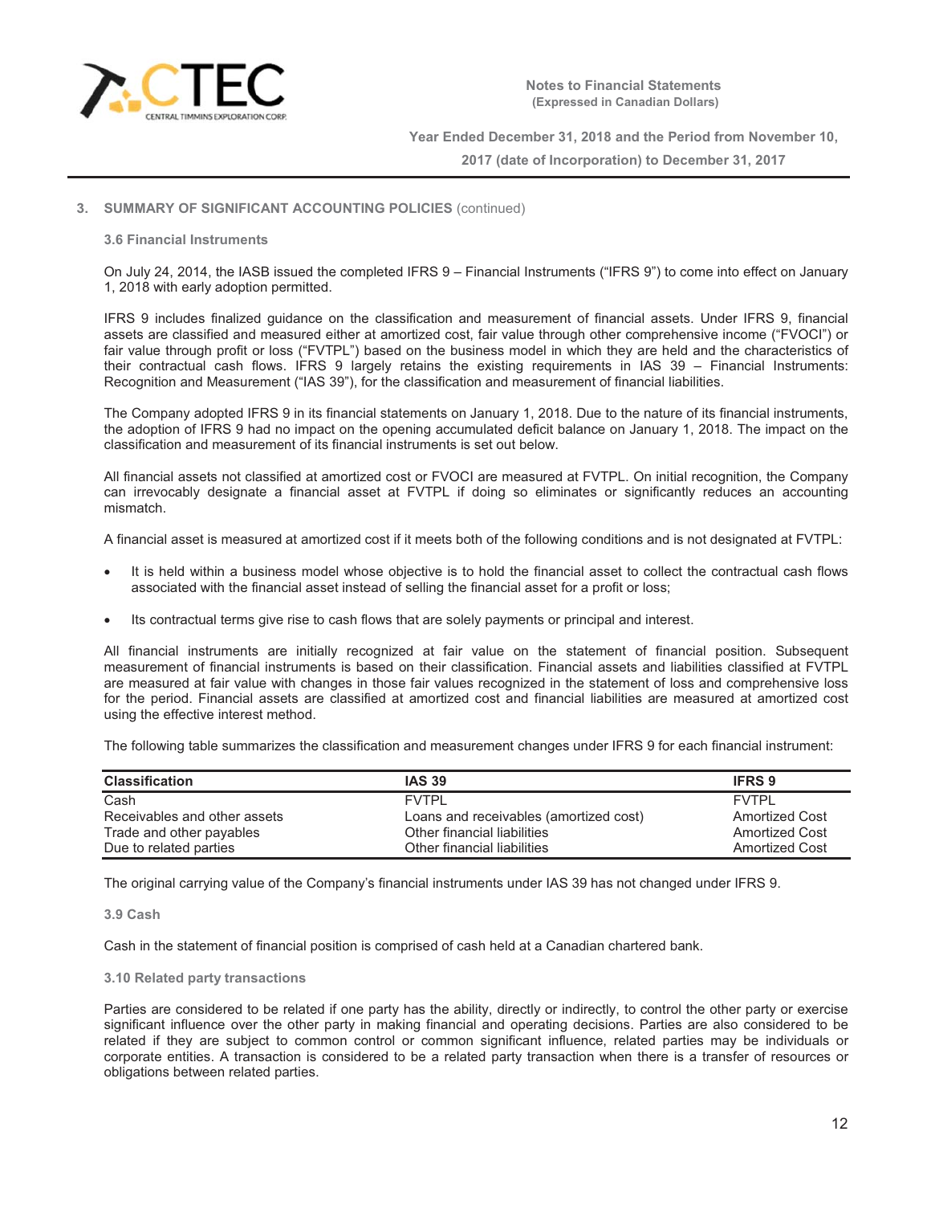### 3. SUMMARY OF SIGNIFICANT ACCOUNTING POLICIES (continued)

#### 3.6 Financial Instruments

On July 24, 2014, the IASB issued the completed IFRS 9 – Financial Instruments ("IFRS 9") to come into effect on January 1, 2018 with early adoption permitted.

IFRS 9 includes finalized guidance on the classification and measurement of financial assets. Under IFRS 9, financial assets are classified and measured either at amortized cost, fair value through other comprehensive income ("FVOCI") or fair value through profit or loss ("FVTPL") based on the business model in which they are held and the characteristics of their contractual cash flows. IFRS 9 largely retains the existing requirements in IAS 39 – Financial Instruments: Recognition and Measurement ("IAS 39"), for the classification and measurement of financial liabilities.

The Company adopted IFRS 9 in its financial statements on January 1, 2018. Due to the nature of its financial instruments, the adoption of IFRS 9 had no impact on the opening accumulated deficit balance on January 1, 2018. The impact on the classification and measurement of its financial instruments is set out below.

All financial assets not classified at amortized cost or FVOCI are measured at FVTPL. On initial recognition, the Company can irrevocably designate a financial asset at FVTPL if doing so eliminates or significantly reduces an accounting mismatch.

A financial asset is measured at amortized cost if it meets both of the following conditions and is not designated at FVTPL:

- It is held within a business model whose objective is to hold the financial asset to collect the contractual cash flows associated with the financial asset instead of selling the financial asset for a profit or loss;
- Its contractual terms give rise to cash flows that are solely payments or principal and interest.

All financial instruments are initially recognized at fair value on the statement of financial position. Subsequent measurement of financial instruments is based on their classification. Financial assets and liabilities classified at FVTPL are measured at fair value with changes in those fair values recognized in the statement of loss and comprehensive loss for the period. Financial assets are classified at amortized cost and financial liabilities are measured at amortized cost using the effective interest method.

The following table summarizes the classification and measurement changes under IFRS 9 for each financial instrument:

| Classification | IAS 39 | IFRS 9 |
|---|---|---|
| Cash | FVTPL | FVTPL |
| Receivables and other assets | Loans and receivables (amortized cost) | Amortized Cost |
| Trade and other payables | Other financial liabilities | Amortized Cost |
| Due to related parties | Other financial liabilities | Amortized Cost |

The original carrying value of the Company's financial instruments under IAS 39 has not changed under IFRS 9.

#### 3.9 Cash

Cash in the statement of financial position is comprised of cash held at a Canadian chartered bank.

#### 3.10 Related party transactions

Parties are considered to be related if one party has the ability, directly or indirectly, to control the other party or exercise significant influence over the other party in making financial and operating decisions. Parties are also considered to be related if they are subject to common control or common significant influence, related parties may be individuals or corporate entities. A transaction is considered to be a related party transaction when there is a transfer of resources or obligations between related parties.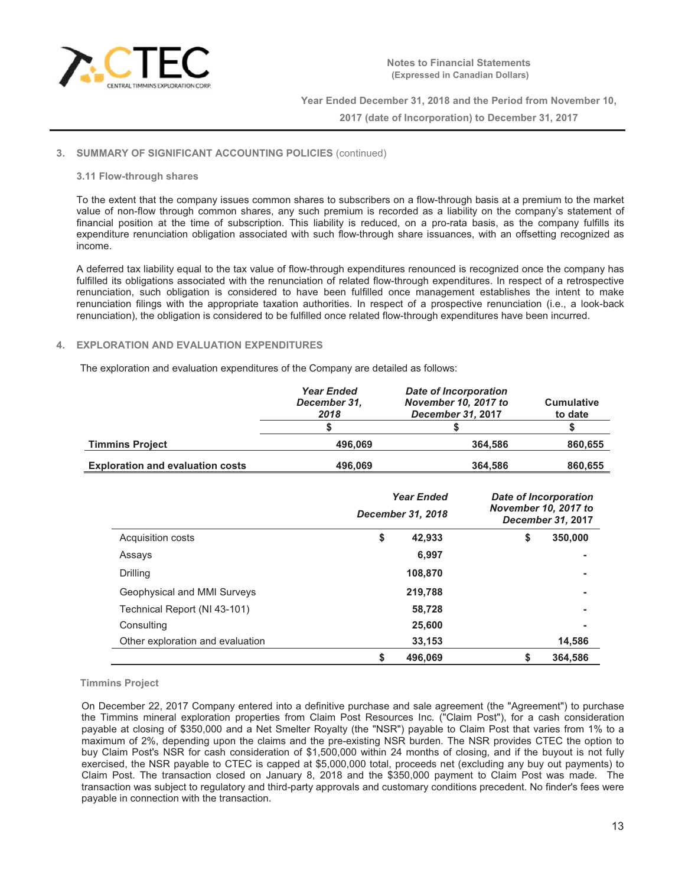### 3. SUMMARY OF SIGNIFICANT ACCOUNTING POLICIES (continued)

#### 3.11 Flow-through shares

To the extent that the company issues common shares to subscribers on a flow-through basis at a premium to the market value of non-flow through common shares, any such premium is recorded as a liability on the company's statement of financial position at the time of subscription. This liability is reduced, on a pro-rata basis, as the company fulfills its expenditure renunciation obligation associated with such flow-through share issuances, with an offsetting recognized as income.

A deferred tax liability equal to the tax value of flow-through expenditures renounced is recognized once the company has fulfilled its obligations associated with the renunciation of related flow-through expenditures. In respect of a retrospective renunciation, such obligation is considered to have been fulfilled once management establishes the intent to make renunciation filings with the appropriate taxation authorities. In respect of a prospective renunciation (i.e., a look-back renunciation), the obligation is considered to be fulfilled once related flow-through expenditures have been incurred.

### 4. EXPLORATION AND EVALUATION EXPENDITURES

The exploration and evaluation expenditures of the Company are detailed as follows:

| | *Year Ended December 31, 2018* | *Date of Incorporation November 10, 2017 to December 31, 2017* | Cumulative to date |
|---|---|---|---|
| | $ | $ | $ |
| **Timmins Project** | 496,069 | 364,586 | 860,655 |
| **Exploration and evaluation costs** | 496,069 | 364,586 | 860,655 |

| | *Year Ended December 31, 2018* | *Date of Incorporation November 10, 2017 to December 31, 2017* |
|---|---|---|
| Acquisition costs | $ 42,933 | $ 350,000 |
| Assays | 6,997 | - |
| Drilling | 108,870 | - |
| Geophysical and MMI Surveys | 219,788 | - |
| Technical Report (NI 43-101) | 58,728 | - |
| Consulting | 25,600 | - |
| Other exploration and evaluation | 33,153 | 14,586 |
| | $ 496,069 | $ 364,586 |

**Timmins Project**

On December 22, 2017 Company entered into a definitive purchase and sale agreement (the "Agreement") to purchase the Timmins mineral exploration properties from Claim Post Resources Inc. ("Claim Post"), for a cash consideration payable at closing of $350,000 and a Net Smelter Royalty (the "NSR") payable to Claim Post that varies from 1% to a maximum of 2%, depending upon the claims and the pre-existing NSR burden. The NSR provides CTEC the option to buy Claim Post's NSR for cash consideration of $1,500,000 within 24 months of closing, and if the buyout is not fully exercised, the NSR payable to CTEC is capped at $5,000,000 total, proceeds net (excluding any buy out payments) to Claim Post. The transaction closed on January 8, 2018 and the $350,000 payment to Claim Post was made. The transaction was subject to regulatory and third-party approvals and customary conditions precedent. No finder's fees were payable in connection with the transaction.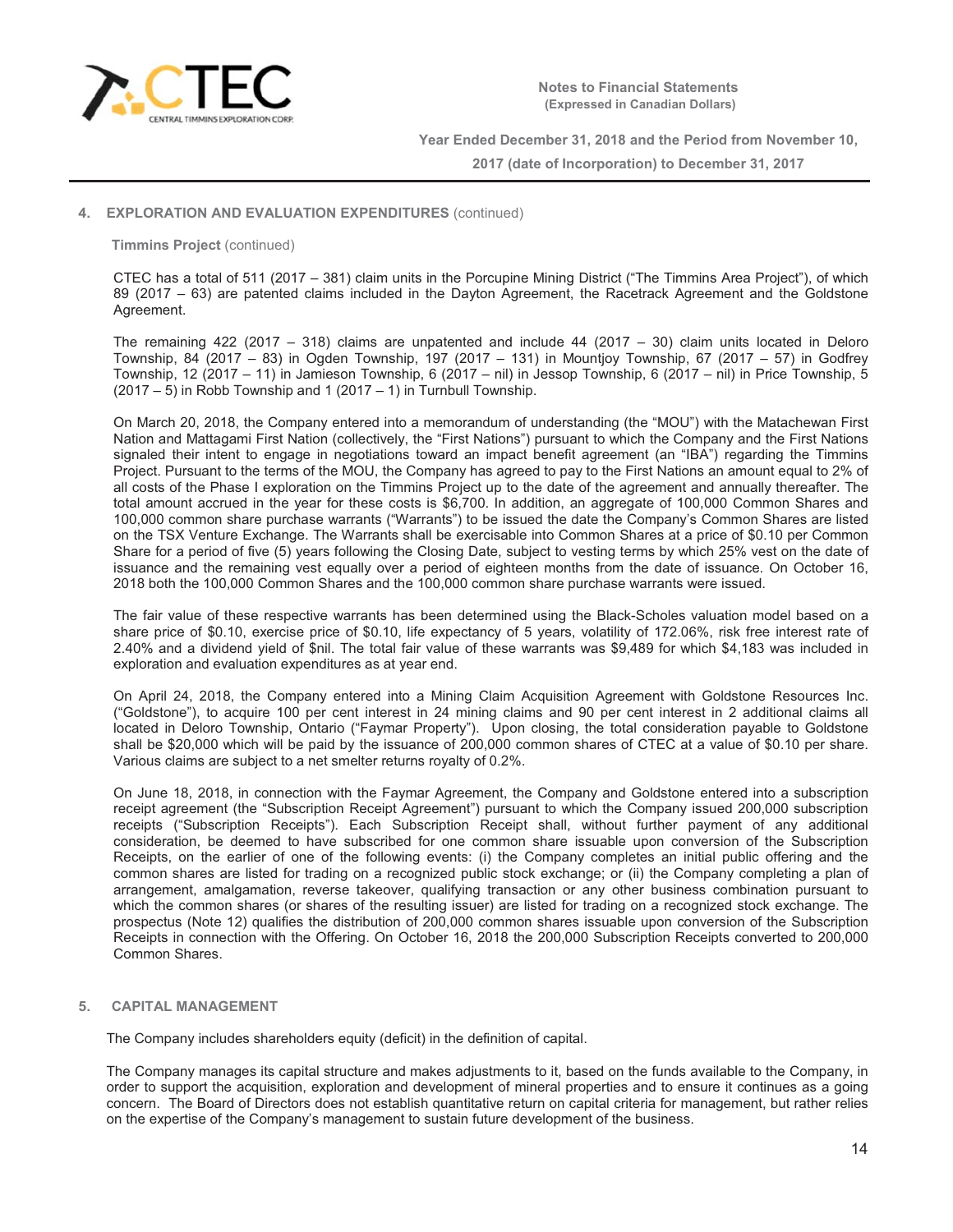## 4. EXPLORATION AND EVALUATION EXPENDITURES (continued)

**Timmins Project** (continued)

CTEC has a total of 511 (2017 – 381) claim units in the Porcupine Mining District ("The Timmins Area Project"), of which 89 (2017 – 63) are patented claims included in the Dayton Agreement, the Racetrack Agreement and the Goldstone Agreement.

The remaining 422 (2017 – 318) claims are unpatented and include 44 (2017 – 30) claim units located in Deloro Township, 84 (2017 – 83) in Ogden Township, 197 (2017 – 131) in Mountjoy Township, 67 (2017 – 57) in Godfrey Township, 12 (2017 – 11) in Jamieson Township, 6 (2017 – nil) in Jessop Township, 6 (2017 – nil) in Price Township, 5 (2017 – 5) in Robb Township and 1 (2017 – 1) in Turnbull Township.

On March 20, 2018, the Company entered into a memorandum of understanding (the "MOU") with the Matachewan First Nation and Mattagami First Nation (collectively, the "First Nations") pursuant to which the Company and the First Nations signaled their intent to engage in negotiations toward an impact benefit agreement (an "IBA") regarding the Timmins Project. Pursuant to the terms of the MOU, the Company has agreed to pay to the First Nations an amount equal to 2% of all costs of the Phase I exploration on the Timmins Project up to the date of the agreement and annually thereafter. The total amount accrued in the year for these costs is $6,700. In addition, an aggregate of 100,000 Common Shares and 100,000 common share purchase warrants ("Warrants") to be issued the date the Company's Common Shares are listed on the TSX Venture Exchange. The Warrants shall be exercisable into Common Shares at a price of $0.10 per Common Share for a period of five (5) years following the Closing Date, subject to vesting terms by which 25% vest on the date of issuance and the remaining vest equally over a period of eighteen months from the date of issuance. On October 16, 2018 both the 100,000 Common Shares and the 100,000 common share purchase warrants were issued.

The fair value of these respective warrants has been determined using the Black-Scholes valuation model based on a share price of $0.10, exercise price of $0.10, life expectancy of 5 years, volatility of 172.06%, risk free interest rate of 2.40% and a dividend yield of $nil. The total fair value of these warrants was $9,489 for which $4,183 was included in exploration and evaluation expenditures as at year end.

On April 24, 2018, the Company entered into a Mining Claim Acquisition Agreement with Goldstone Resources Inc. ("Goldstone"), to acquire 100 per cent interest in 24 mining claims and 90 per cent interest in 2 additional claims all located in Deloro Township, Ontario ("Faymar Property"). Upon closing, the total consideration payable to Goldstone shall be $20,000 which will be paid by the issuance of 200,000 common shares of CTEC at a value of $0.10 per share. Various claims are subject to a net smelter returns royalty of 0.2%.

On June 18, 2018, in connection with the Faymar Agreement, the Company and Goldstone entered into a subscription receipt agreement (the "Subscription Receipt Agreement") pursuant to which the Company issued 200,000 subscription receipts ("Subscription Receipts"). Each Subscription Receipt shall, without further payment of any additional consideration, be deemed to have subscribed for one common share issuable upon conversion of the Subscription Receipts, on the earlier of one of the following events: (i) the Company completes an initial public offering and the common shares are listed for trading on a recognized public stock exchange; or (ii) the Company completing a plan of arrangement, amalgamation, reverse takeover, qualifying transaction or any other business combination pursuant to which the common shares (or shares of the resulting issuer) are listed for trading on a recognized stock exchange. The prospectus (Note 12) qualifies the distribution of 200,000 common shares issuable upon conversion of the Subscription Receipts in connection with the Offering. On October 16, 2018 the 200,000 Subscription Receipts converted to 200,000 Common Shares.

## 5. CAPITAL MANAGEMENT

The Company includes shareholders equity (deficit) in the definition of capital.

The Company manages its capital structure and makes adjustments to it, based on the funds available to the Company, in order to support the acquisition, exploration and development of mineral properties and to ensure it continues as a going concern. The Board of Directors does not establish quantitative return on capital criteria for management, but rather relies on the expertise of the Company's management to sustain future development of the business.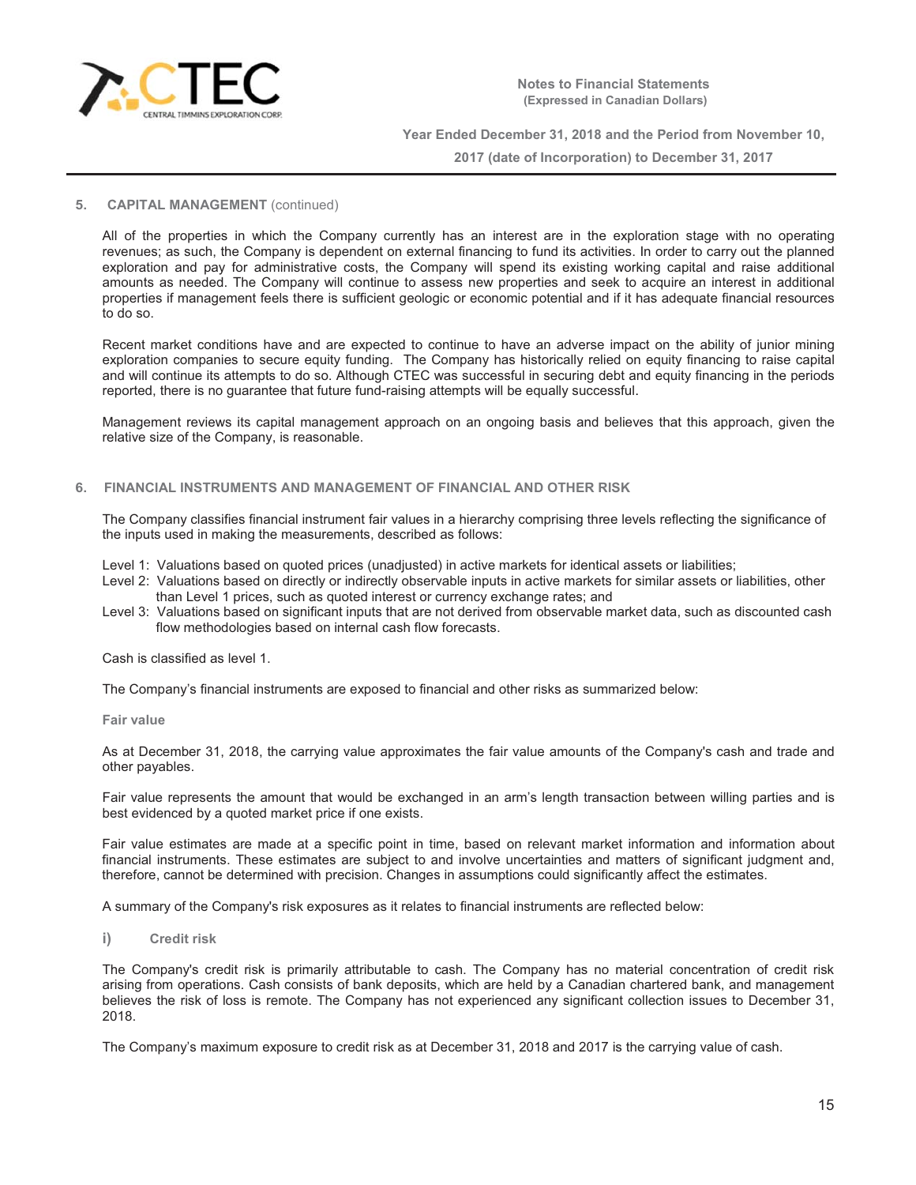## 5. CAPITAL MANAGEMENT (continued)

All of the properties in which the Company currently has an interest are in the exploration stage with no operating revenues; as such, the Company is dependent on external financing to fund its activities. In order to carry out the planned exploration and pay for administrative costs, the Company will spend its existing working capital and raise additional amounts as needed. The Company will continue to assess new properties and seek to acquire an interest in additional properties if management feels there is sufficient geologic or economic potential and if it has adequate financial resources to do so.

Recent market conditions have and are expected to continue to have an adverse impact on the ability of junior mining exploration companies to secure equity funding. The Company has historically relied on equity financing to raise capital and will continue its attempts to do so. Although CTEC was successful in securing debt and equity financing in the periods reported, there is no guarantee that future fund-raising attempts will be equally successful.

Management reviews its capital management approach on an ongoing basis and believes that this approach, given the relative size of the Company, is reasonable.

## 6. FINANCIAL INSTRUMENTS AND MANAGEMENT OF FINANCIAL AND OTHER RISK

The Company classifies financial instrument fair values in a hierarchy comprising three levels reflecting the significance of the inputs used in making the measurements, described as follows:

Level 1: Valuations based on quoted prices (unadjusted) in active markets for identical assets or liabilities;
Level 2: Valuations based on directly or indirectly observable inputs in active markets for similar assets or liabilities, other than Level 1 prices, such as quoted interest or currency exchange rates; and
Level 3: Valuations based on significant inputs that are not derived from observable market data, such as discounted cash flow methodologies based on internal cash flow forecasts.

Cash is classified as level 1.

The Company's financial instruments are exposed to financial and other risks as summarized below:

### Fair value

As at December 31, 2018, the carrying value approximates the fair value amounts of the Company's cash and trade and other payables.

Fair value represents the amount that would be exchanged in an arm's length transaction between willing parties and is best evidenced by a quoted market price if one exists.

Fair value estimates are made at a specific point in time, based on relevant market information and information about financial instruments. These estimates are subject to and involve uncertainties and matters of significant judgment and, therefore, cannot be determined with precision. Changes in assumptions could significantly affect the estimates.

A summary of the Company's risk exposures as it relates to financial instruments are reflected below:

### i) Credit risk

The Company's credit risk is primarily attributable to cash. The Company has no material concentration of credit risk arising from operations. Cash consists of bank deposits, which are held by a Canadian chartered bank, and management believes the risk of loss is remote. The Company has not experienced any significant collection issues to December 31, 2018.

The Company's maximum exposure to credit risk as at December 31, 2018 and 2017 is the carrying value of cash.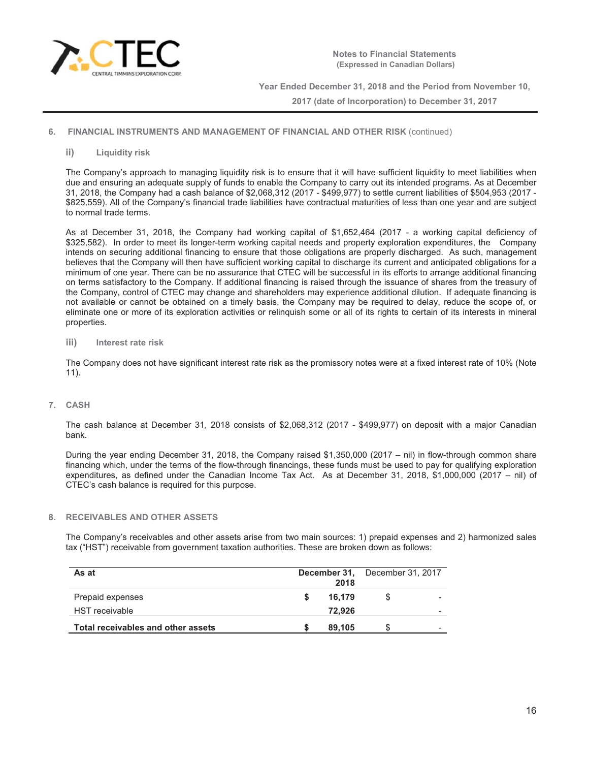## 6. FINANCIAL INSTRUMENTS AND MANAGEMENT OF FINANCIAL AND OTHER RISK (continued)

### ii) Liquidity risk

The Company's approach to managing liquidity risk is to ensure that it will have sufficient liquidity to meet liabilities when due and ensuring an adequate supply of funds to enable the Company to carry out its intended programs. As at December 31, 2018, the Company had a cash balance of $2,068,312 (2017 - $499,977) to settle current liabilities of $504,953 (2017 - $825,559). All of the Company's financial trade liabilities have contractual maturities of less than one year and are subject to normal trade terms.

As at December 31, 2018, the Company had working capital of $1,652,464 (2017 - a working capital deficiency of $325,582). In order to meet its longer-term working capital needs and property exploration expenditures, the Company intends on securing additional financing to ensure that those obligations are properly discharged. As such, management believes that the Company will then have sufficient working capital to discharge its current and anticipated obligations for a minimum of one year. There can be no assurance that CTEC will be successful in its efforts to arrange additional financing on terms satisfactory to the Company. If additional financing is raised through the issuance of shares from the treasury of the Company, control of CTEC may change and shareholders may experience additional dilution. If adequate financing is not available or cannot be obtained on a timely basis, the Company may be required to delay, reduce the scope of, or eliminate one or more of its exploration activities or relinquish some or all of its rights to certain of its interests in mineral properties.

### iii) Interest rate risk

The Company does not have significant interest rate risk as the promissory notes were at a fixed interest rate of 10% (Note 11).

## 7. CASH

The cash balance at December 31, 2018 consists of $2,068,312 (2017 - $499,977) on deposit with a major Canadian bank.

During the year ending December 31, 2018, the Company raised $1,350,000 (2017 – nil) in flow-through common share financing which, under the terms of the flow-through financings, these funds must be used to pay for qualifying exploration expenditures, as defined under the Canadian Income Tax Act. As at December 31, 2018, $1,000,000 (2017 – nil) of CTEC's cash balance is required for this purpose.

## 8. RECEIVABLES AND OTHER ASSETS

The Company's receivables and other assets arise from two main sources: 1) prepaid expenses and 2) harmonized sales tax ("HST") receivable from government taxation authorities. These are broken down as follows:

| As at | December 31, 2018 | December 31, 2017 |
|---|---|---|
| Prepaid expenses | $ 16,179 | $ - |
| HST receivable | 72,926 | - |
| **Total receivables and other assets** | **$ 89,105** | $ - |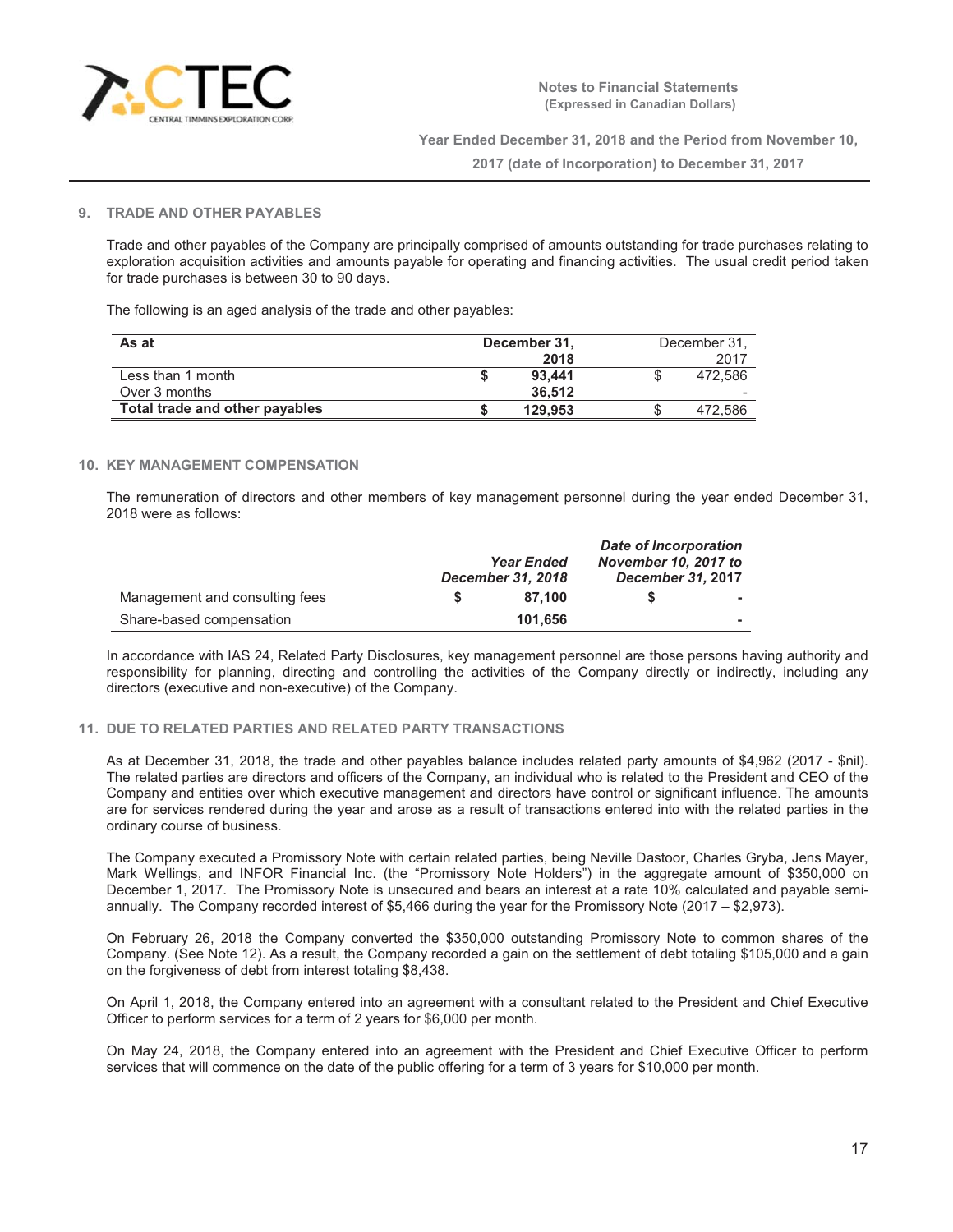## 9. TRADE AND OTHER PAYABLES

Trade and other payables of the Company are principally comprised of amounts outstanding for trade purchases relating to exploration acquisition activities and amounts payable for operating and financing activities. The usual credit period taken for trade purchases is between 30 to 90 days.

The following is an aged analysis of the trade and other payables:

| As at | December 31, 2018 | December 31, 2017 |
|---|---|---|
| Less than 1 month | $ 93,441 | $ 472,586 |
| Over 3 months | 36,512 | - |
| **Total trade and other payables** | **$ 129,953** | $ 472,586 |

## 10. KEY MANAGEMENT COMPENSATION

The remuneration of directors and other members of key management personnel during the year ended December 31, 2018 were as follows:

| | *Year Ended December 31, 2018* | *Date of Incorporation November 10, 2017 to December 31, 2017* |
|---|---|---|
| Management and consulting fees | $ 87,100 | $ - |
| Share-based compensation | 101,656 | - |

In accordance with IAS 24, Related Party Disclosures, key management personnel are those persons having authority and responsibility for planning, directing and controlling the activities of the Company directly or indirectly, including any directors (executive and non-executive) of the Company.

## 11. DUE TO RELATED PARTIES AND RELATED PARTY TRANSACTIONS

As at December 31, 2018, the trade and other payables balance includes related party amounts of $4,962 (2017 - $nil). The related parties are directors and officers of the Company, an individual who is related to the President and CEO of the Company and entities over which executive management and directors have control or significant influence. The amounts are for services rendered during the year and arose as a result of transactions entered into with the related parties in the ordinary course of business.

The Company executed a Promissory Note with certain related parties, being Neville Dastoor, Charles Gryba, Jens Mayer, Mark Wellings, and INFOR Financial Inc. (the "Promissory Note Holders") in the aggregate amount of $350,000 on December 1, 2017. The Promissory Note is unsecured and bears an interest at a rate 10% calculated and payable semi-annually. The Company recorded interest of $5,466 during the year for the Promissory Note (2017 – $2,973).

On February 26, 2018 the Company converted the $350,000 outstanding Promissory Note to common shares of the Company. (See Note 12). As a result, the Company recorded a gain on the settlement of debt totaling $105,000 and a gain on the forgiveness of debt from interest totaling $8,438.

On April 1, 2018, the Company entered into an agreement with a consultant related to the President and Chief Executive Officer to perform services for a term of 2 years for $6,000 per month.

On May 24, 2018, the Company entered into an agreement with the President and Chief Executive Officer to perform services that will commence on the date of the public offering for a term of 3 years for $10,000 per month.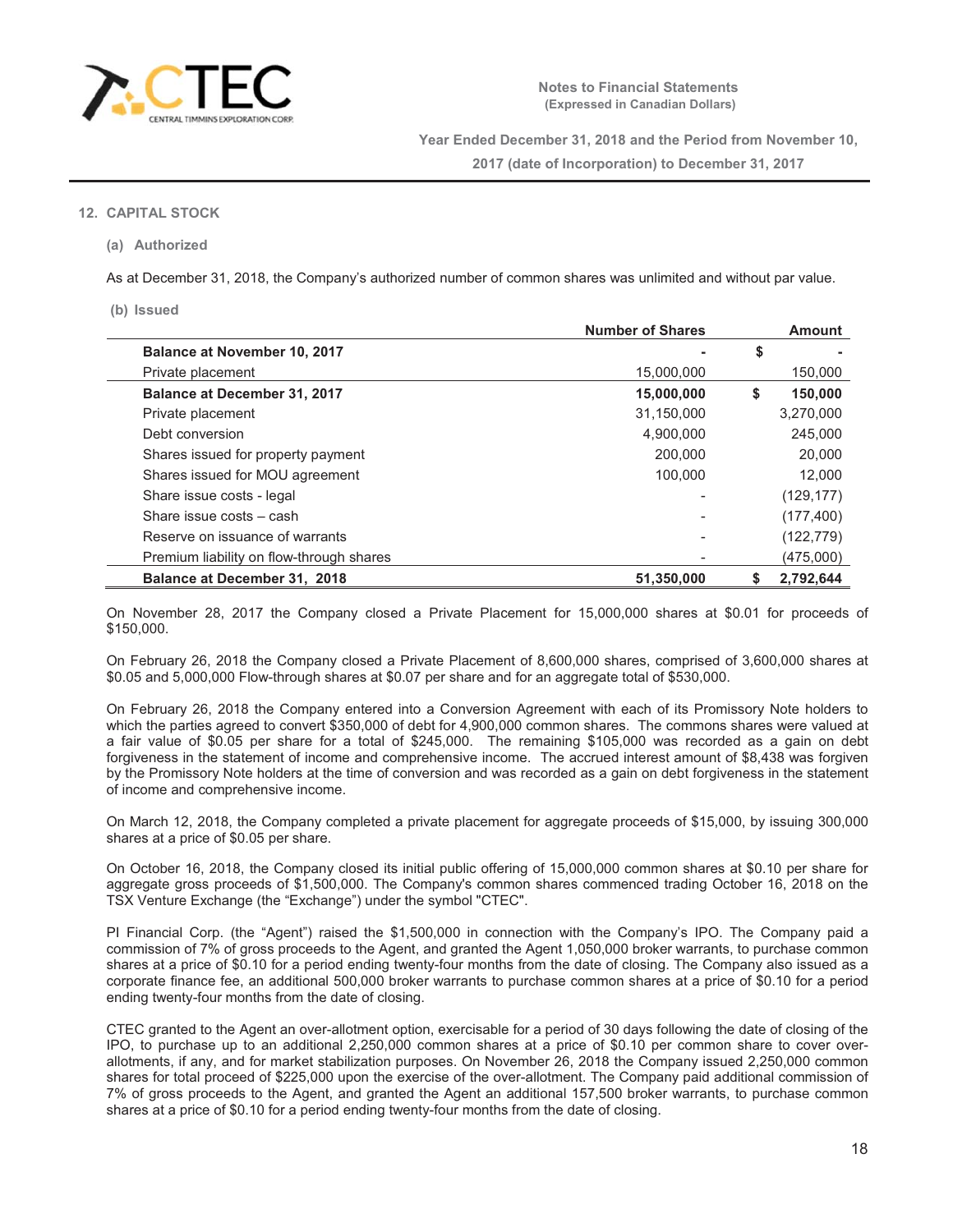## 12. CAPITAL STOCK

### (a) Authorized

As at December 31, 2018, the Company's authorized number of common shares was unlimited and without par value.

### (b) Issued

| | Number of Shares | Amount |
|---|---|---|
| **Balance at November 10, 2017** | **-** | **$ -** |
| Private placement | 15,000,000 | 150,000 |
| **Balance at December 31, 2017** | **15,000,000** | **$ 150,000** |
| Private placement | 31,150,000 | 3,270,000 |
| Debt conversion | 4,900,000 | 245,000 |
| Shares issued for property payment | 200,000 | 20,000 |
| Shares issued for MOU agreement | 100,000 | 12,000 |
| Share issue costs - legal | - | (129,177) |
| Share issue costs – cash | - | (177,400) |
| Reserve on issuance of warrants | - | (122,779) |
| Premium liability on flow-through shares | - | (475,000) |
| **Balance at December 31, 2018** | **51,350,000** | **$ 2,792,644** |

On November 28, 2017 the Company closed a Private Placement for 15,000,000 shares at $0.01 for proceeds of $150,000.

On February 26, 2018 the Company closed a Private Placement of 8,600,000 shares, comprised of 3,600,000 shares at $0.05 and 5,000,000 Flow-through shares at $0.07 per share and for an aggregate total of $530,000.

On February 26, 2018 the Company entered into a Conversion Agreement with each of its Promissory Note holders to which the parties agreed to convert $350,000 of debt for 4,900,000 common shares. The commons shares were valued at a fair value of $0.05 per share for a total of $245,000. The remaining $105,000 was recorded as a gain on debt forgiveness in the statement of income and comprehensive income. The accrued interest amount of $8,438 was forgiven by the Promissory Note holders at the time of conversion and was recorded as a gain on debt forgiveness in the statement of income and comprehensive income.

On March 12, 2018, the Company completed a private placement for aggregate proceeds of $15,000, by issuing 300,000 shares at a price of $0.05 per share.

On October 16, 2018, the Company closed its initial public offering of 15,000,000 common shares at $0.10 per share for aggregate gross proceeds of $1,500,000. The Company's common shares commenced trading October 16, 2018 on the TSX Venture Exchange (the "Exchange") under the symbol "CTEC".

PI Financial Corp. (the "Agent") raised the $1,500,000 in connection with the Company's IPO. The Company paid a commission of 7% of gross proceeds to the Agent, and granted the Agent 1,050,000 broker warrants, to purchase common shares at a price of $0.10 for a period ending twenty-four months from the date of closing. The Company also issued as a corporate finance fee, an additional 500,000 broker warrants to purchase common shares at a price of $0.10 for a period ending twenty-four months from the date of closing.

CTEC granted to the Agent an over-allotment option, exercisable for a period of 30 days following the date of closing of the IPO, to purchase up to an additional 2,250,000 common shares at a price of $0.10 per common share to cover over-allotments, if any, and for market stabilization purposes. On November 26, 2018 the Company issued 2,250,000 common shares for total proceed of $225,000 upon the exercise of the over-allotment. The Company paid additional commission of 7% of gross proceeds to the Agent, and granted the Agent an additional 157,500 broker warrants, to purchase common shares at a price of $0.10 for a period ending twenty-four months from the date of closing.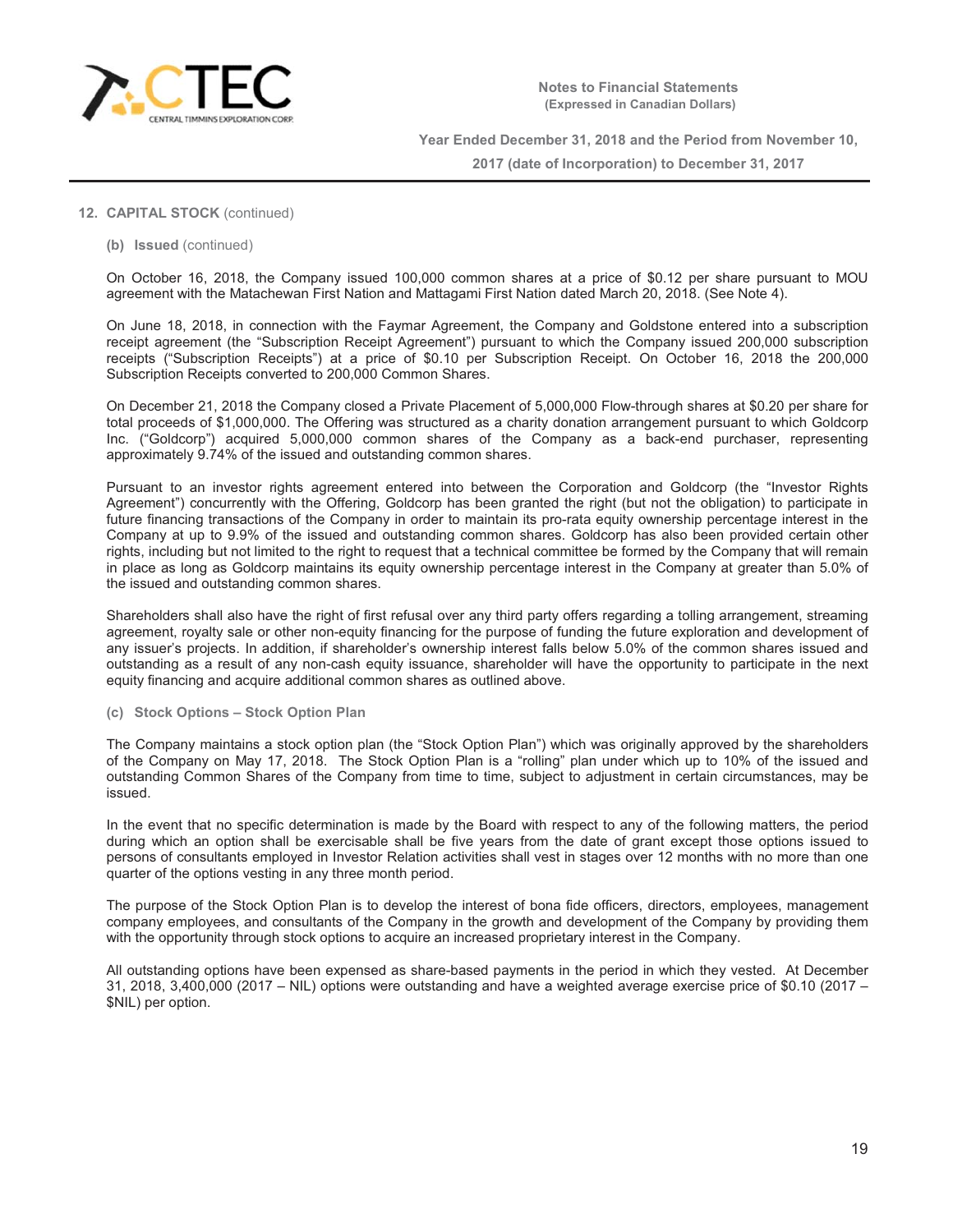## 12. CAPITAL STOCK (continued)

### (b) Issued (continued)

On October 16, 2018, the Company issued 100,000 common shares at a price of $0.12 per share pursuant to MOU agreement with the Matachewan First Nation and Mattagami First Nation dated March 20, 2018. (See Note 4).

On June 18, 2018, in connection with the Faymar Agreement, the Company and Goldstone entered into a subscription receipt agreement (the "Subscription Receipt Agreement") pursuant to which the Company issued 200,000 subscription receipts ("Subscription Receipts") at a price of $0.10 per Subscription Receipt. On October 16, 2018 the 200,000 Subscription Receipts converted to 200,000 Common Shares.

On December 21, 2018 the Company closed a Private Placement of 5,000,000 Flow-through shares at $0.20 per share for total proceeds of $1,000,000. The Offering was structured as a charity donation arrangement pursuant to which Goldcorp Inc. ("Goldcorp") acquired 5,000,000 common shares of the Company as a back-end purchaser, representing approximately 9.74% of the issued and outstanding common shares.

Pursuant to an investor rights agreement entered into between the Corporation and Goldcorp (the "Investor Rights Agreement") concurrently with the Offering, Goldcorp has been granted the right (but not the obligation) to participate in future financing transactions of the Company in order to maintain its pro-rata equity ownership percentage interest in the Company at up to 9.9% of the issued and outstanding common shares. Goldcorp has also been provided certain other rights, including but not limited to the right to request that a technical committee be formed by the Company that will remain in place as long as Goldcorp maintains its equity ownership percentage interest in the Company at greater than 5.0% of the issued and outstanding common shares.

Shareholders shall also have the right of first refusal over any third party offers regarding a tolling arrangement, streaming agreement, royalty sale or other non-equity financing for the purpose of funding the future exploration and development of any issuer's projects. In addition, if shareholder's ownership interest falls below 5.0% of the common shares issued and outstanding as a result of any non-cash equity issuance, shareholder will have the opportunity to participate in the next equity financing and acquire additional common shares as outlined above.

### (c) Stock Options – Stock Option Plan

The Company maintains a stock option plan (the "Stock Option Plan") which was originally approved by the shareholders of the Company on May 17, 2018. The Stock Option Plan is a "rolling" plan under which up to 10% of the issued and outstanding Common Shares of the Company from time to time, subject to adjustment in certain circumstances, may be issued.

In the event that no specific determination is made by the Board with respect to any of the following matters, the period during which an option shall be exercisable shall be five years from the date of grant except those options issued to persons of consultants employed in Investor Relation activities shall vest in stages over 12 months with no more than one quarter of the options vesting in any three month period.

The purpose of the Stock Option Plan is to develop the interest of bona fide officers, directors, employees, management company employees, and consultants of the Company in the growth and development of the Company by providing them with the opportunity through stock options to acquire an increased proprietary interest in the Company.

All outstanding options have been expensed as share-based payments in the period in which they vested. At December 31, 2018, 3,400,000 (2017 – NIL) options were outstanding and have a weighted average exercise price of $0.10 (2017 – $NIL) per option.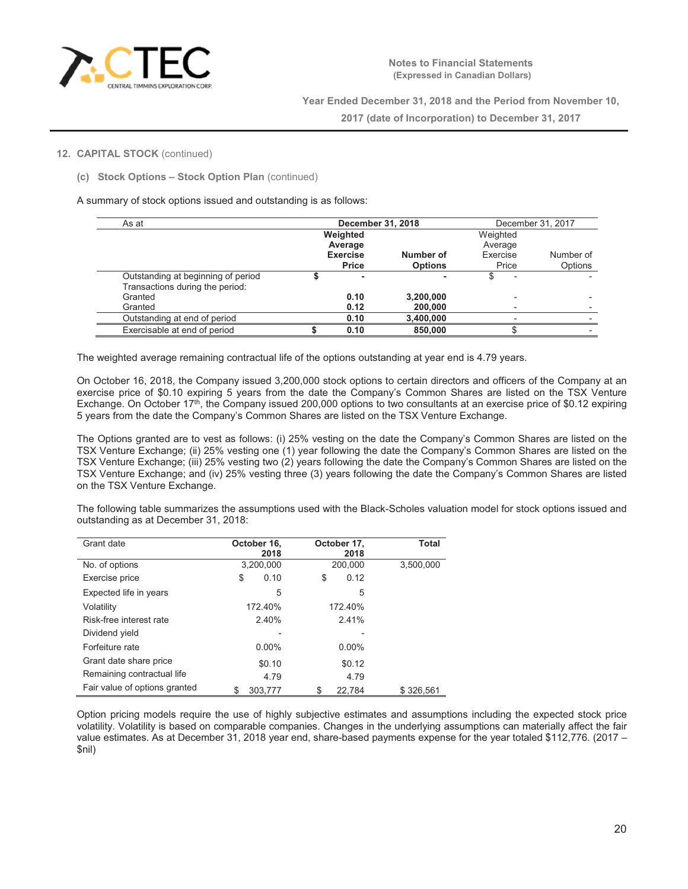## 12. CAPITAL STOCK (continued)

### (c) Stock Options – Stock Option Plan (continued)

A summary of stock options issued and outstanding is as follows:

| As at | December 31, 2018 | | December 31, 2017 | |
|---|---|---|---|---|
| | **Weighted Average Exercise Price** | **Number of Options** | Weighted Average Exercise Price | Number of Options |
| Outstanding at beginning of period | $ - | - | $ - | - |
| Transactions during the period: | | | | |
| Granted | 0.10 | 3,200,000 | - | - |
| Granted | 0.12 | 200,000 | - | - |
| Outstanding at end of period | 0.10 | 3,400,000 | - | - |
| Exercisable at end of period | $ 0.10 | 850,000 | $ | - |

The weighted average remaining contractual life of the options outstanding at year end is 4.79 years.

On October 16, 2018, the Company issued 3,200,000 stock options to certain directors and officers of the Company at an exercise price of $0.10 expiring 5 years from the date the Company's Common Shares are listed on the TSX Venture Exchange. On October 17th, the Company issued 200,000 options to two consultants at an exercise price of $0.12 expiring 5 years from the date the Company's Common Shares are listed on the TSX Venture Exchange.

The Options granted are to vest as follows: (i) 25% vesting on the date the Company's Common Shares are listed on the TSX Venture Exchange; (ii) 25% vesting one (1) year following the date the Company's Common Shares are listed on the TSX Venture Exchange; (iii) 25% vesting two (2) years following the date the Company's Common Shares are listed on the TSX Venture Exchange; and (iv) 25% vesting three (3) years following the date the Company's Common Shares are listed on the TSX Venture Exchange.

The following table summarizes the assumptions used with the Black-Scholes valuation model for stock options issued and outstanding as at December 31, 2018:

| Grant date | October 16, 2018 | October 17, 2018 | Total |
|---|---|---|---|
| No. of options | 3,200,000 | 200,000 | 3,500,000 |
| Exercise price | $ 0.10 | $ 0.12 | |
| Expected life in years | 5 | 5 | |
| Volatility | 172.40% | 172.40% | |
| Risk-free interest rate | 2.40% | 2.41% | |
| Dividend yield | - | - | |
| Forfeiture rate | 0.00% | 0.00% | |
| Grant date share price | $0.10 | $0.12 | |
| Remaining contractual life | 4.79 | 4.79 | |
| Fair value of options granted | $ 303,777 | $ 22,784 | $ 326,561 |

Option pricing models require the use of highly subjective estimates and assumptions including the expected stock price volatility. Volatility is based on comparable companies. Changes in the underlying assumptions can materially affect the fair value estimates. As at December 31, 2018 year end, share-based payments expense for the year totaled $112,776. (2017 – $nil)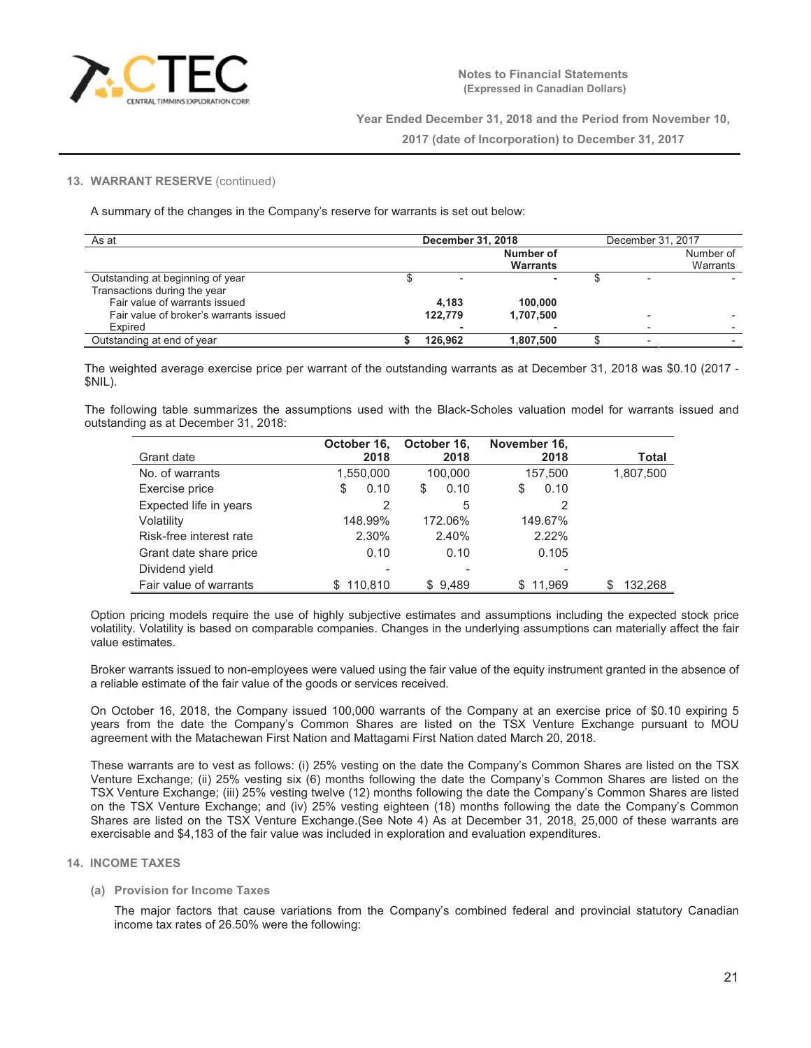## 13. WARRANT RESERVE (continued)

A summary of the changes in the Company's reserve for warrants is set out below:

| As at | December 31, 2018 | | December 31, 2017 | |
|---|---|---|---|---|
| | | Number of Warrants | | Number of Warrants |
| Outstanding at beginning of year | $ - | - | $ - | - |
| Transactions during the year | | | | |
| Fair value of warrants issued | 4,183 | 100,000 | | |
| Fair value of broker's warrants issued | 122,779 | 1,707,500 | - | - |
| Expired | - | - | - | - |
| Outstanding at end of year | $ 126,962 | 1,807,500 | $ - | - |

The weighted average exercise price per warrant of the outstanding warrants as at December 31, 2018 was $0.10 (2017 - $NIL).

The following table summarizes the assumptions used with the Black-Scholes valuation model for warrants issued and outstanding as at December 31, 2018:

| Grant date | October 16, 2018 | October 16, 2018 | November 16, 2018 | Total |
|---|---|---|---|---|
| No. of warrants | 1,550,000 | 100,000 | 157,500 | 1,807,500 |
| Exercise price | $ 0.10 | $ 0.10 | $ 0.10 | |
| Expected life in years | 2 | 5 | 2 | |
| Volatility | 148.99% | 172.06% | 149.67% | |
| Risk-free interest rate | 2.30% | 2.40% | 2.22% | |
| Grant date share price | 0.10 | 0.10 | 0.105 | |
| Dividend yield | - | - | - | |
| Fair value of warrants | $ 110,810 | $ 9,489 | $ 11,969 | $ 132,268 |

Option pricing models require the use of highly subjective estimates and assumptions including the expected stock price volatility. Volatility is based on comparable companies. Changes in the underlying assumptions can materially affect the fair value estimates.

Broker warrants issued to non-employees were valued using the fair value of the equity instrument granted in the absence of a reliable estimate of the fair value of the goods or services received.

On October 16, 2018, the Company issued 100,000 warrants of the Company at an exercise price of $0.10 expiring 5 years from the date the Company's Common Shares are listed on the TSX Venture Exchange pursuant to MOU agreement with the Matachewan First Nation and Mattagami First Nation dated March 20, 2018.

These warrants are to vest as follows: (i) 25% vesting on the date the Company's Common Shares are listed on the TSX Venture Exchange; (ii) 25% vesting six (6) months following the date the Company's Common Shares are listed on the TSX Venture Exchange; (iii) 25% vesting twelve (12) months following the date the Company's Common Shares are listed on the TSX Venture Exchange; and (iv) 25% vesting eighteen (18) months following the date the Company's Common Shares are listed on the TSX Venture Exchange.(See Note 4) As at December 31, 2018, 25,000 of these warrants are exercisable and $4,183 of the fair value was included in exploration and evaluation expenditures.

## 14. INCOME TAXES

### (a) Provision for Income Taxes

The major factors that cause variations from the Company's combined federal and provincial statutory Canadian income tax rates of 26.50% were the following: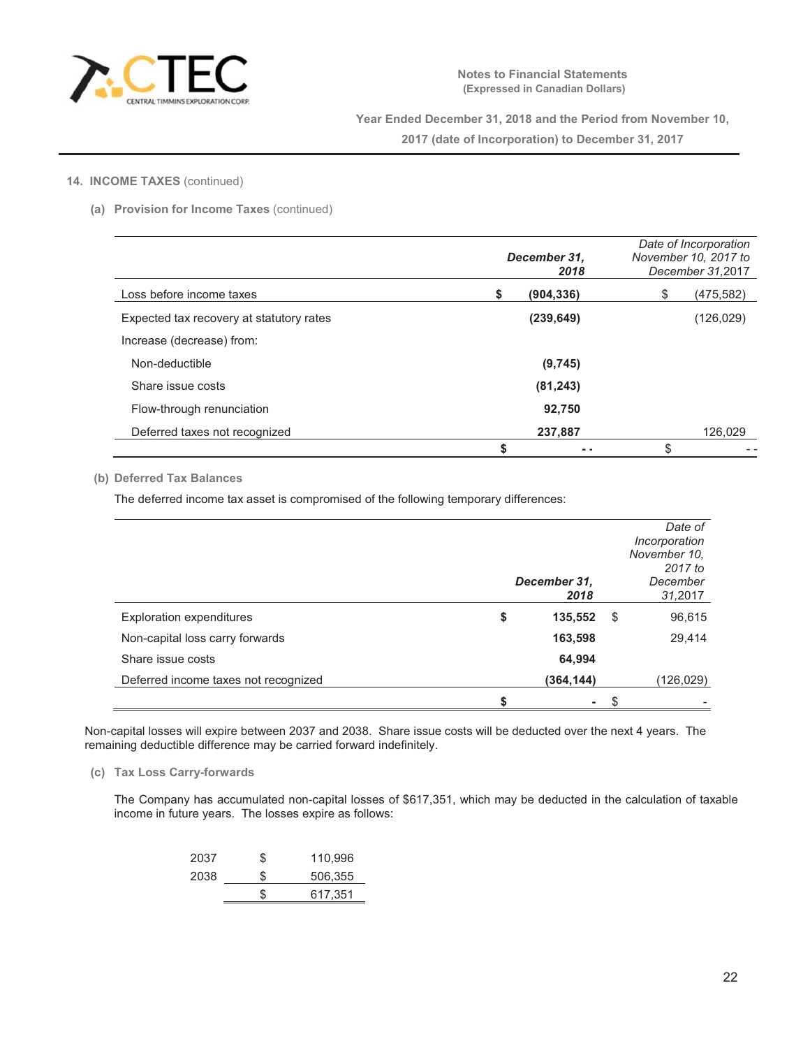## 14. INCOME TAXES (continued)

### (a) Provision for Income Taxes (continued)

| | December 31, 2018 | Date of Incorporation November 10, 2017 to December 31,2017 |
|---|---|---|
| Loss before income taxes | **$ (904,336)** | $ (475,582) |
| Expected tax recovery at statutory rates | **(239,649)** | (126,029) |
| Increase (decrease) from: | | |
| Non-deductible | **(9,745)** | |
| Share issue costs | **(81,243)** | |
| Flow-through renunciation | **92,750** | |
| Deferred taxes not recognized | **237,887** | 126,029 |
| | **$ - -** | $ - - |

### (b) Deferred Tax Balances

The deferred income tax asset is compromised of the following temporary differences:

| | December 31, 2018 | Date of Incorporation November 10, 2017 to December 31,2017 |
|---|---|---|
| Exploration expenditures | **$ 135,552** | $ 96,615 |
| Non-capital loss carry forwards | **163,598** | 29,414 |
| Share issue costs | **64,994** | |
| Deferred income taxes not recognized | **(364,144)** | (126,029) |
| | **$ -** | $ - |

Non-capital losses will expire between 2037 and 2038. Share issue costs will be deducted over the next 4 years. The remaining deductible difference may be carried forward indefinitely.

### (c) Tax Loss Carry-forwards

The Company has accumulated non-capital losses of $617,351, which may be deducted in the calculation of taxable income in future years. The losses expire as follows:

| | |
|---|---|
| 2037 | $ 110,996 |
| 2038 | $ 506,355 |
| | $ 617,351 |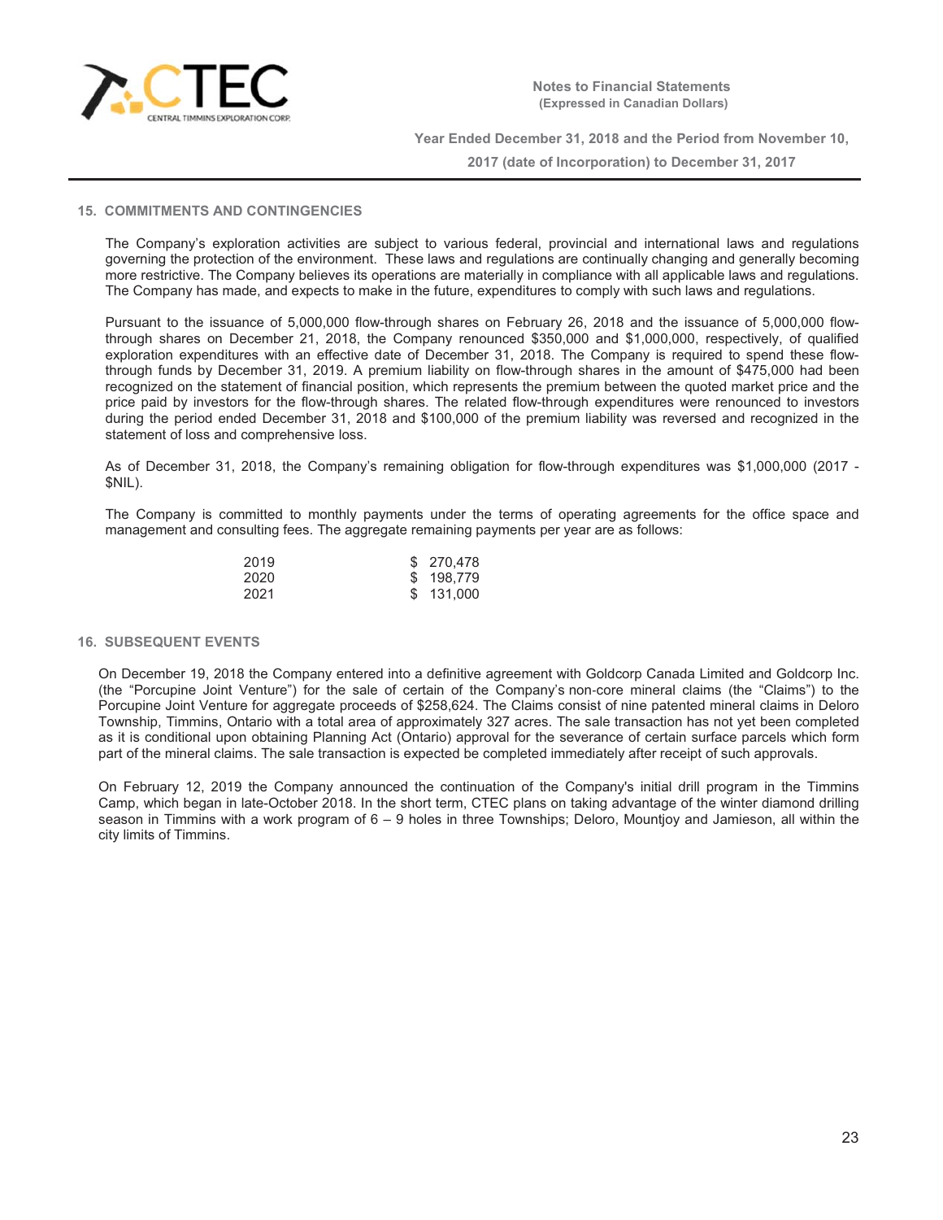## 15. COMMITMENTS AND CONTINGENCIES

The Company's exploration activities are subject to various federal, provincial and international laws and regulations governing the protection of the environment. These laws and regulations are continually changing and generally becoming more restrictive. The Company believes its operations are materially in compliance with all applicable laws and regulations. The Company has made, and expects to make in the future, expenditures to comply with such laws and regulations.

Pursuant to the issuance of 5,000,000 flow-through shares on February 26, 2018 and the issuance of 5,000,000 flow-through shares on December 21, 2018, the Company renounced $350,000 and $1,000,000, respectively, of qualified exploration expenditures with an effective date of December 31, 2018. The Company is required to spend these flow-through funds by December 31, 2019. A premium liability on flow-through shares in the amount of $475,000 had been recognized on the statement of financial position, which represents the premium between the quoted market price and the price paid by investors for the flow-through shares. The related flow-through expenditures were renounced to investors during the period ended December 31, 2018 and $100,000 of the premium liability was reversed and recognized in the statement of loss and comprehensive loss.

As of December 31, 2018, the Company's remaining obligation for flow-through expenditures was $1,000,000 (2017 - $NIL).

The Company is committed to monthly payments under the terms of operating agreements for the office space and management and consulting fees. The aggregate remaining payments per year are as follows:

| | |
|---|---|
| 2019 | $ 270,478 |
| 2020 | $ 198,779 |
| 2021 | $ 131,000 |

## 16. SUBSEQUENT EVENTS

On December 19, 2018 the Company entered into a definitive agreement with Goldcorp Canada Limited and Goldcorp Inc. (the "Porcupine Joint Venture") for the sale of certain of the Company's non-core mineral claims (the "Claims") to the Porcupine Joint Venture for aggregate proceeds of $258,624. The Claims consist of nine patented mineral claims in Deloro Township, Timmins, Ontario with a total area of approximately 327 acres. The sale transaction has not yet been completed as it is conditional upon obtaining Planning Act (Ontario) approval for the severance of certain surface parcels which form part of the mineral claims. The sale transaction is expected be completed immediately after receipt of such approvals.

On February 12, 2019 the Company announced the continuation of the Company's initial drill program in the Timmins Camp, which began in late-October 2018. In the short term, CTEC plans on taking advantage of the winter diamond drilling season in Timmins with a work program of 6 – 9 holes in three Townships; Deloro, Mountjoy and Jamieson, all within the city limits of Timmins.